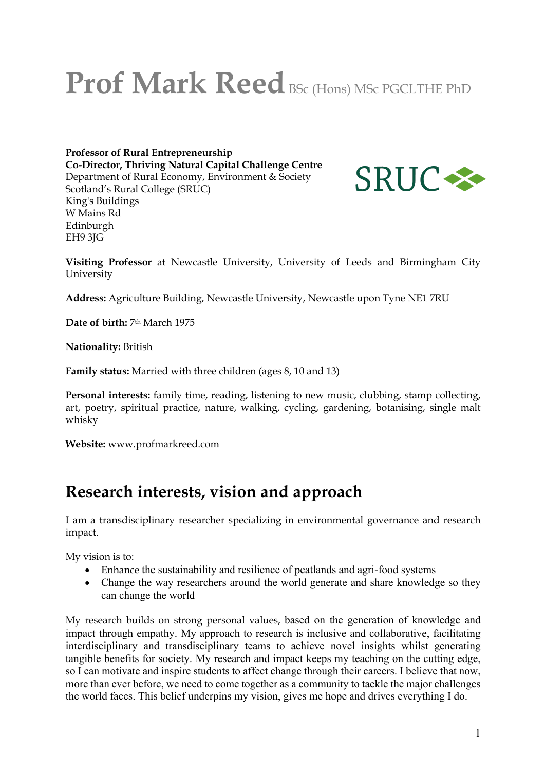# Prof Mark Reed BSc (Hons) MSc PGCLTHE PhD

**Professor of Rural Entrepreneurship**
**Co-Director, Thriving Natural Capital Challenge Centre**
Department of Rural Economy, Environment & Society
Scotland's Rural College (SRUC)
King's Buildings
W Mains Rd
Edinburgh
EH9 3JG

**Visiting Professor** at Newcastle University, University of Leeds and Birmingham City University

**Address:** Agriculture Building, Newcastle University, Newcastle upon Tyne NE1 7RU

**Date of birth:** 7th March 1975

**Nationality:** British

**Family status:** Married with three children (ages 8, 10 and 13)

**Personal interests:** family time, reading, listening to new music, clubbing, stamp collecting, art, poetry, spiritual practice, nature, walking, cycling, gardening, botanising, single malt whisky

**Website:** www.profmarkreed.com

## Research interests, vision and approach

I am a transdisciplinary researcher specializing in environmental governance and research impact.

My vision is to:

- Enhance the sustainability and resilience of peatlands and agri-food systems
- Change the way researchers around the world generate and share knowledge so they can change the world

My research builds on strong personal values, based on the generation of knowledge and impact through empathy. My approach to research is inclusive and collaborative, facilitating interdisciplinary and transdisciplinary teams to achieve novel insights whilst generating tangible benefits for society. My research and impact keeps my teaching on the cutting edge, so I can motivate and inspire students to affect change through their careers. I believe that now, more than ever before, we need to come together as a community to tackle the major challenges the world faces. This belief underpins my vision, gives me hope and drives everything I do.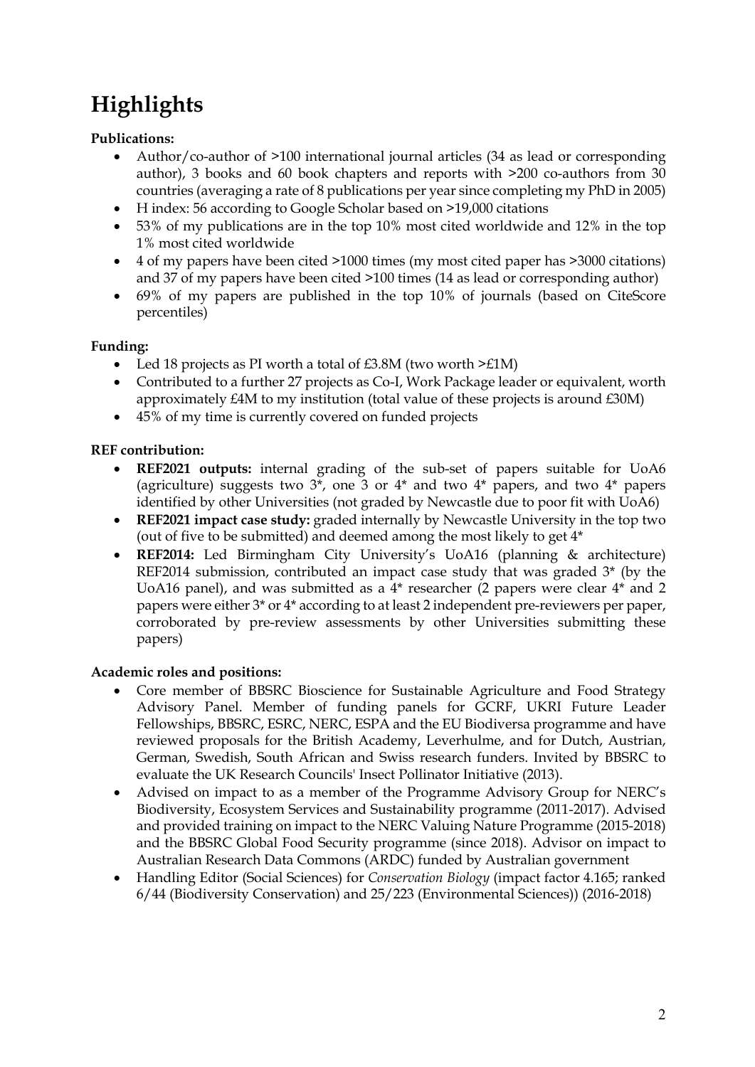# Highlights

**Publications:**

- Author/co-author of >100 international journal articles (34 as lead or corresponding author), 3 books and 60 book chapters and reports with >200 co-authors from 30 countries (averaging a rate of 8 publications per year since completing my PhD in 2005)
- H index: 56 according to Google Scholar based on >19,000 citations
- 53% of my publications are in the top 10% most cited worldwide and 12% in the top 1% most cited worldwide
- 4 of my papers have been cited >1000 times (my most cited paper has >3000 citations) and 37 of my papers have been cited >100 times (14 as lead or corresponding author)
- 69% of my papers are published in the top 10% of journals (based on CiteScore percentiles)

**Funding:**

- Led 18 projects as PI worth a total of £3.8M (two worth >£1M)
- Contributed to a further 27 projects as Co-I, Work Package leader or equivalent, worth approximately £4M to my institution (total value of these projects is around £30M)
- 45% of my time is currently covered on funded projects

**REF contribution:**

- **REF2021 outputs:** internal grading of the sub-set of papers suitable for UoA6 (agriculture) suggests two 3*, one 3 or 4* and two 4* papers, and two 4* papers identified by other Universities (not graded by Newcastle due to poor fit with UoA6)
- **REF2021 impact case study:** graded internally by Newcastle University in the top two (out of five to be submitted) and deemed among the most likely to get 4*
- **REF2014:** Led Birmingham City University's UoA16 (planning & architecture) REF2014 submission, contributed an impact case study that was graded 3* (by the UoA16 panel), and was submitted as a 4* researcher (2 papers were clear 4* and 2 papers were either 3* or 4* according to at least 2 independent pre-reviewers per paper, corroborated by pre-review assessments by other Universities submitting these papers)

**Academic roles and positions:**

- Core member of BBSRC Bioscience for Sustainable Agriculture and Food Strategy Advisory Panel. Member of funding panels for GCRF, UKRI Future Leader Fellowships, BBSRC, ESRC, NERC, ESPA and the EU Biodiversa programme and have reviewed proposals for the British Academy, Leverhulme, and for Dutch, Austrian, German, Swedish, South African and Swiss research funders. Invited by BBSRC to evaluate the UK Research Councils' Insect Pollinator Initiative (2013).
- Advised on impact to as a member of the Programme Advisory Group for NERC's Biodiversity, Ecosystem Services and Sustainability programme (2011-2017). Advised and provided training on impact to the NERC Valuing Nature Programme (2015-2018) and the BBSRC Global Food Security programme (since 2018). Advisor on impact to Australian Research Data Commons (ARDC) funded by Australian government
- Handling Editor (Social Sciences) for *Conservation Biology* (impact factor 4.165; ranked 6/44 (Biodiversity Conservation) and 25/223 (Environmental Sciences)) (2016-2018)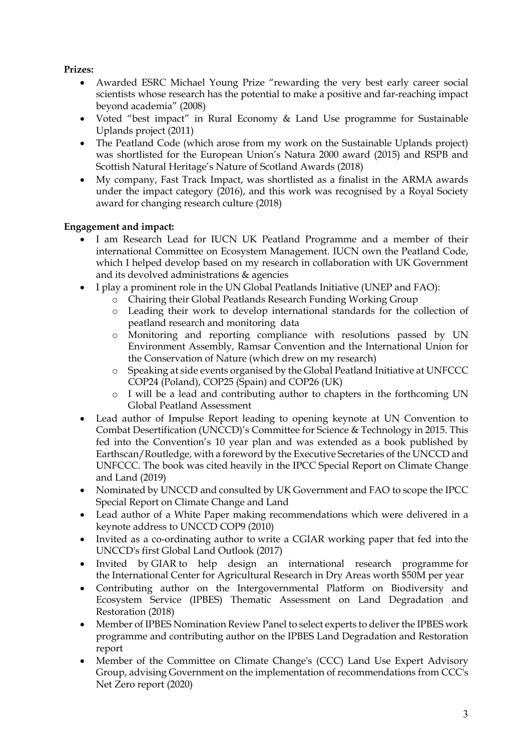**Prizes:**

- Awarded ESRC Michael Young Prize "rewarding the very best early career social scientists whose research has the potential to make a positive and far-reaching impact beyond academia" (2008)
- Voted "best impact" in Rural Economy & Land Use programme for Sustainable Uplands project (2011)
- The Peatland Code (which arose from my work on the Sustainable Uplands project) was shortlisted for the European Union's Natura 2000 award (2015) and RSPB and Scottish Natural Heritage's Nature of Scotland Awards (2018)
- My company, Fast Track Impact, was shortlisted as a finalist in the ARMA awards under the impact category (2016), and this work was recognised by a Royal Society award for changing research culture (2018)

**Engagement and impact:**

- I am Research Lead for IUCN UK Peatland Programme and a member of their international Committee on Ecosystem Management. IUCN own the Peatland Code, which I helped develop based on my research in collaboration with UK Government and its devolved administrations & agencies
- I play a prominent role in the UN Global Peatlands Initiative (UNEP and FAO):
  - Chairing their Global Peatlands Research Funding Working Group
  - Leading their work to develop international standards for the collection of peatland research and monitoring data
  - Monitoring and reporting compliance with resolutions passed by UN Environment Assembly, Ramsar Convention and the International Union for the Conservation of Nature (which drew on my research)
  - Speaking at side events organised by the Global Peatland Initiative at UNFCCC COP24 (Poland), COP25 (Spain) and COP26 (UK)
  - I will be a lead and contributing author to chapters in the forthcoming UN Global Peatland Assessment
- Lead author of Impulse Report leading to opening keynote at UN Convention to Combat Desertification (UNCCD)'s Committee for Science & Technology in 2015. This fed into the Convention's 10 year plan and was extended as a book published by Earthscan/Routledge, with a foreword by the Executive Secretaries of the UNCCD and UNFCCC. The book was cited heavily in the IPCC Special Report on Climate Change and Land (2019)
- Nominated by UNCCD and consulted by UK Government and FAO to scope the IPCC Special Report on Climate Change and Land
- Lead author of a White Paper making recommendations which were delivered in a keynote address to UNCCD COP9 (2010)
- Invited as a co-ordinating author to write a CGIAR working paper that fed into the UNCCD's first Global Land Outlook (2017)
- Invited by GIAR to help design an international research programme for the International Center for Agricultural Research in Dry Areas worth $50M per year
- Contributing author on the Intergovernmental Platform on Biodiversity and Ecosystem Service (IPBES) Thematic Assessment on Land Degradation and Restoration (2018)
- Member of IPBES Nomination Review Panel to select experts to deliver the IPBES work programme and contributing author on the IPBES Land Degradation and Restoration report
- Member of the Committee on Climate Change's (CCC) Land Use Expert Advisory Group, advising Government on the implementation of recommendations from CCC's Net Zero report (2020)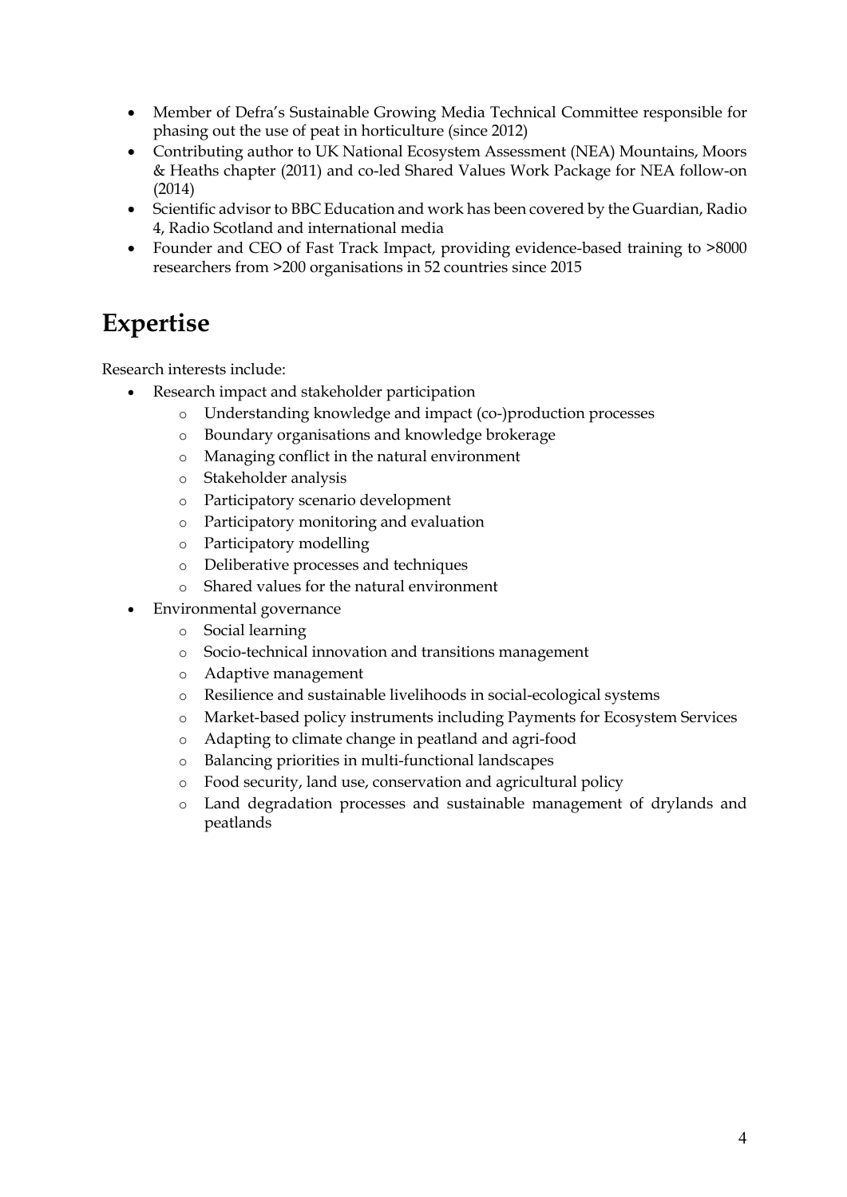- Member of Defra's Sustainable Growing Media Technical Committee responsible for phasing out the use of peat in horticulture (since 2012)
- Contributing author to UK National Ecosystem Assessment (NEA) Mountains, Moors & Heaths chapter (2011) and co-led Shared Values Work Package for NEA follow-on (2014)
- Scientific advisor to BBC Education and work has been covered by the Guardian, Radio 4, Radio Scotland and international media
- Founder and CEO of Fast Track Impact, providing evidence-based training to >8000 researchers from >200 organisations in 52 countries since 2015

# Expertise

Research interests include:

- Research impact and stakeholder participation
    - Understanding knowledge and impact (co-)production processes
    - Boundary organisations and knowledge brokerage
    - Managing conflict in the natural environment
    - Stakeholder analysis
    - Participatory scenario development
    - Participatory monitoring and evaluation
    - Participatory modelling
    - Deliberative processes and techniques
    - Shared values for the natural environment
- Environmental governance
    - Social learning
    - Socio-technical innovation and transitions management
    - Adaptive management
    - Resilience and sustainable livelihoods in social-ecological systems
    - Market-based policy instruments including Payments for Ecosystem Services
    - Adapting to climate change in peatland and agri-food
    - Balancing priorities in multi-functional landscapes
    - Food security, land use, conservation and agricultural policy
    - Land degradation processes and sustainable management of drylands and peatlands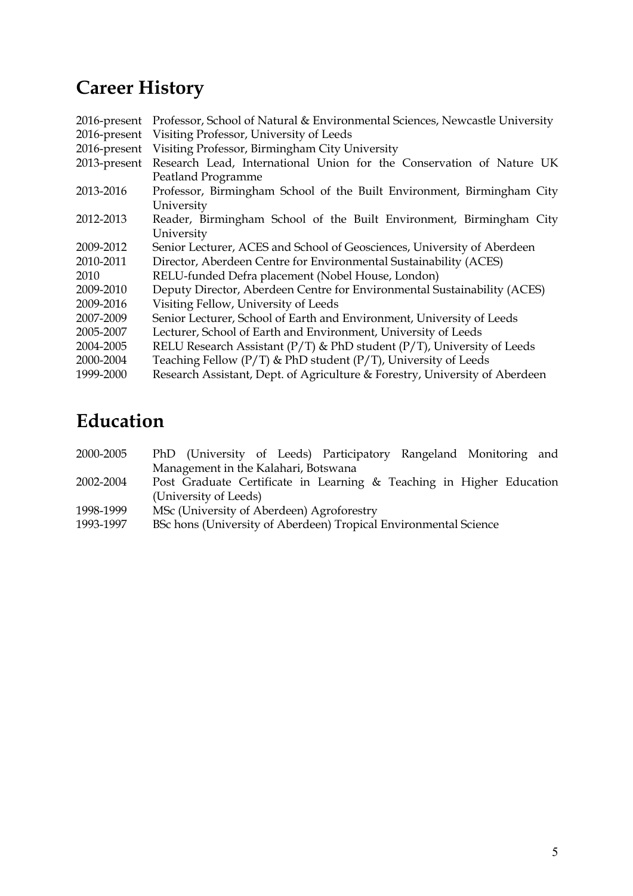# Career History

| | |
|---|---|
| 2016-present | Professor, School of Natural & Environmental Sciences, Newcastle University |
| 2016-present | Visiting Professor, University of Leeds |
| 2016-present | Visiting Professor, Birmingham City University |
| 2013-present | Research Lead, International Union for the Conservation of Nature UK Peatland Programme |
| 2013-2016 | Professor, Birmingham School of the Built Environment, Birmingham City University |
| 2012-2013 | Reader, Birmingham School of the Built Environment, Birmingham City University |
| 2009-2012 | Senior Lecturer, ACES and School of Geosciences, University of Aberdeen |
| 2010-2011 | Director, Aberdeen Centre for Environmental Sustainability (ACES) |
| 2010 | RELU-funded Defra placement (Nobel House, London) |
| 2009-2010 | Deputy Director, Aberdeen Centre for Environmental Sustainability (ACES) |
| 2009-2016 | Visiting Fellow, University of Leeds |
| 2007-2009 | Senior Lecturer, School of Earth and Environment, University of Leeds |
| 2005-2007 | Lecturer, School of Earth and Environment, University of Leeds |
| 2004-2005 | RELU Research Assistant (P/T) & PhD student (P/T), University of Leeds |
| 2000-2004 | Teaching Fellow (P/T) & PhD student (P/T), University of Leeds |
| 1999-2000 | Research Assistant, Dept. of Agriculture & Forestry, University of Aberdeen |

# Education

| | |
|---|---|
| 2000-2005 | PhD (University of Leeds) Participatory Rangeland Monitoring and Management in the Kalahari, Botswana |
| 2002-2004 | Post Graduate Certificate in Learning & Teaching in Higher Education (University of Leeds) |
| 1998-1999 | MSc (University of Aberdeen) Agroforestry |
| 1993-1997 | BSc hons (University of Aberdeen) Tropical Environmental Science |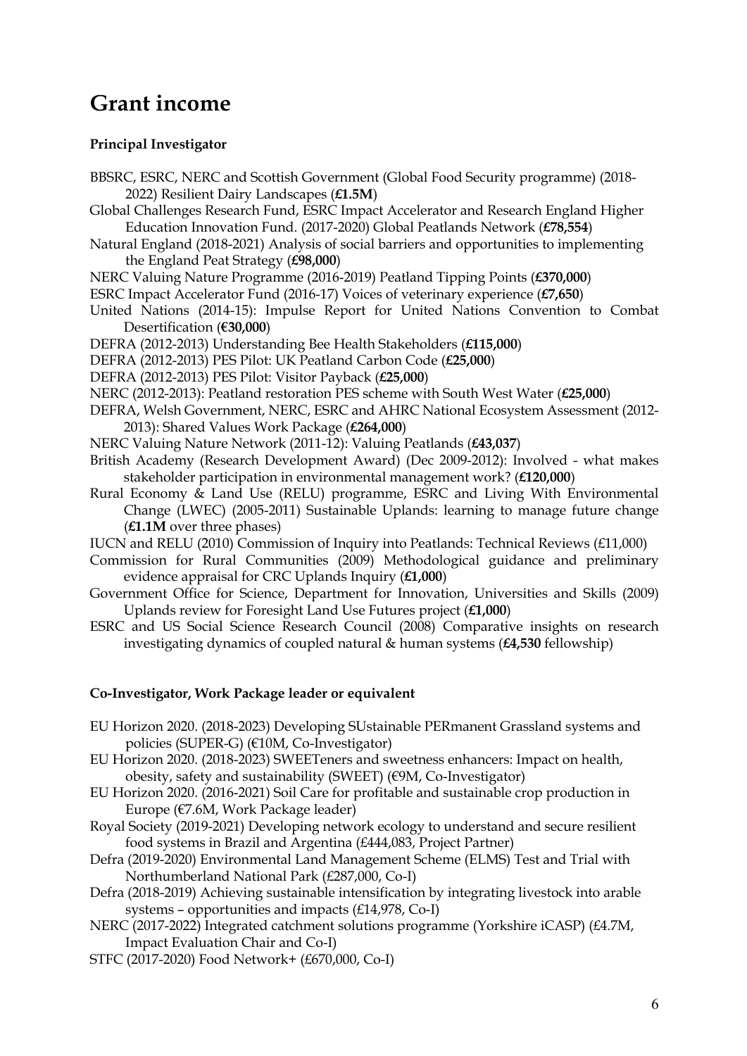# Grant income

**Principal Investigator**

BBSRC, ESRC, NERC and Scottish Government (Global Food Security programme) (2018-2022) Resilient Dairy Landscapes (**£1.5M**)

Global Challenges Research Fund, ESRC Impact Accelerator and Research England Higher Education Innovation Fund. (2017-2020) Global Peatlands Network (**£78,554**)

Natural England (2018-2021) Analysis of social barriers and opportunities to implementing the England Peat Strategy (**£98,000**)

NERC Valuing Nature Programme (2016-2019) Peatland Tipping Points (**£370,000**)

ESRC Impact Accelerator Fund (2016-17) Voices of veterinary experience (**£7,650**)

United Nations (2014-15): Impulse Report for United Nations Convention to Combat Desertification (**€30,000**)

DEFRA (2012-2013) Understanding Bee Health Stakeholders (**£115,000**)

DEFRA (2012-2013) PES Pilot: UK Peatland Carbon Code (**£25,000**)

DEFRA (2012-2013) PES Pilot: Visitor Payback (**£25,000**)

NERC (2012-2013): Peatland restoration PES scheme with South West Water (**£25,000**)

DEFRA, Welsh Government, NERC, ESRC and AHRC National Ecosystem Assessment (2012-2013): Shared Values Work Package (**£264,000**)

NERC Valuing Nature Network (2011-12): Valuing Peatlands (**£43,037**)

British Academy (Research Development Award) (Dec 2009-2012): Involved - what makes stakeholder participation in environmental management work? (**£120,000**)

Rural Economy & Land Use (RELU) programme, ESRC and Living With Environmental Change (LWEC) (2005-2011) Sustainable Uplands: learning to manage future change (**£1.1M** over three phases)

IUCN and RELU (2010) Commission of Inquiry into Peatlands: Technical Reviews (£11,000)

Commission for Rural Communities (2009) Methodological guidance and preliminary evidence appraisal for CRC Uplands Inquiry (**£1,000**)

Government Office for Science, Department for Innovation, Universities and Skills (2009) Uplands review for Foresight Land Use Futures project (**£1,000**)

ESRC and US Social Science Research Council (2008) Comparative insights on research investigating dynamics of coupled natural & human systems (**£4,530** fellowship)

**Co-Investigator, Work Package leader or equivalent**

EU Horizon 2020. (2018-2023) Developing SUstainable PERmanent Grassland systems and policies (SUPER-G) (€10M, Co-Investigator)

EU Horizon 2020. (2018-2023) SWEETeners and sweetness enhancers: Impact on health, obesity, safety and sustainability (SWEET) (€9M, Co-Investigator)

EU Horizon 2020. (2016-2021) Soil Care for profitable and sustainable crop production in Europe (€7.6M, Work Package leader)

Royal Society (2019-2021) Developing network ecology to understand and secure resilient food systems in Brazil and Argentina (£444,083, Project Partner)

Defra (2019-2020) Environmental Land Management Scheme (ELMS) Test and Trial with Northumberland National Park (£287,000, Co-I)

Defra (2018-2019) Achieving sustainable intensification by integrating livestock into arable systems – opportunities and impacts (£14,978, Co-I)

NERC (2017-2022) Integrated catchment solutions programme (Yorkshire iCASP) (£4.7M, Impact Evaluation Chair and Co-I)

STFC (2017-2020) Food Network+ (£670,000, Co-I)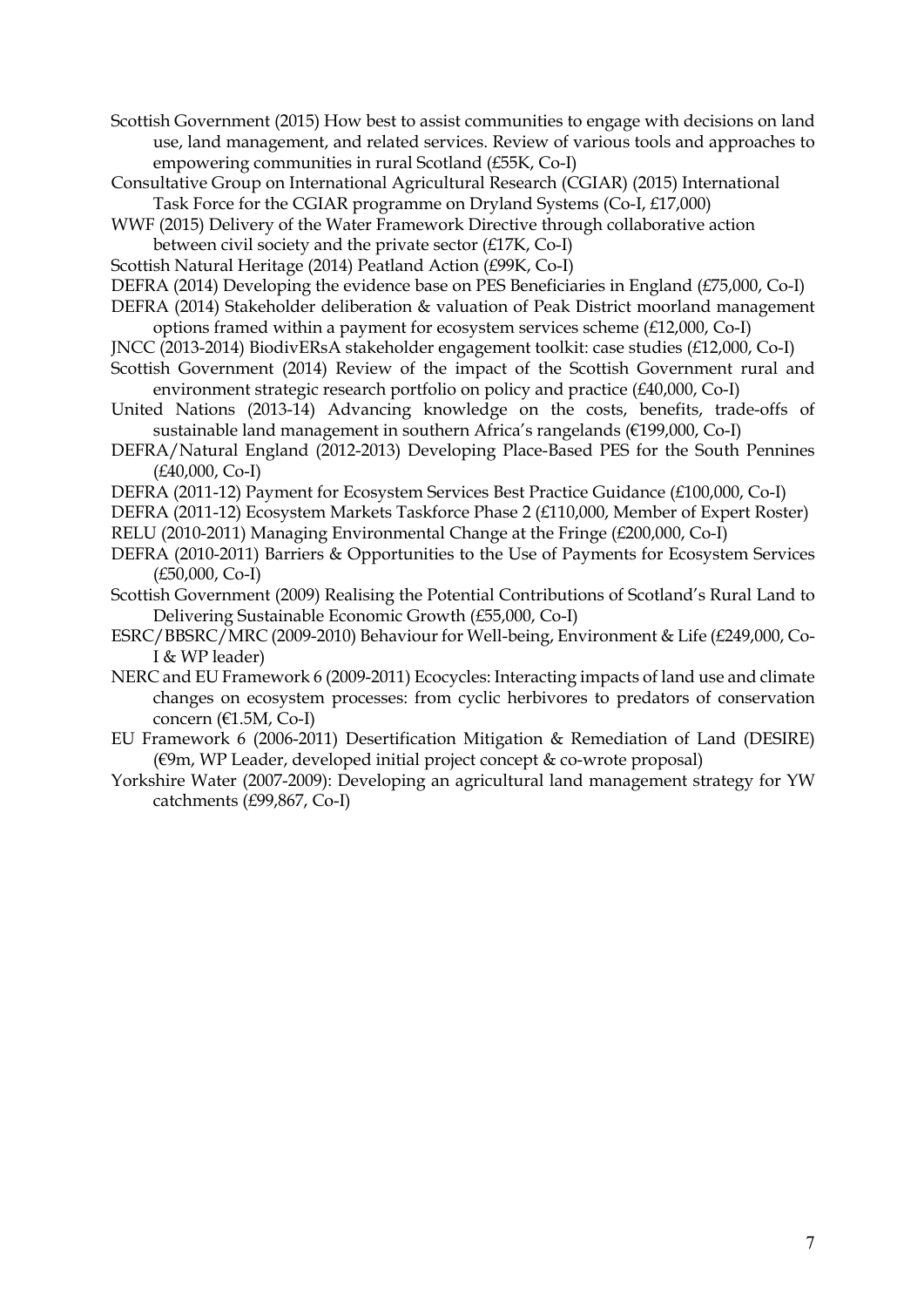Scottish Government (2015) How best to assist communities to engage with decisions on land use, land management, and related services. Review of various tools and approaches to empowering communities in rural Scotland (£55K, Co-I)

Consultative Group on International Agricultural Research (CGIAR) (2015) International Task Force for the CGIAR programme on Dryland Systems (Co-I, £17,000)

WWF (2015) Delivery of the Water Framework Directive through collaborative action between civil society and the private sector (£17K, Co-I)

Scottish Natural Heritage (2014) Peatland Action (£99K, Co-I)

DEFRA (2014) Developing the evidence base on PES Beneficiaries in England (£75,000, Co-I)

DEFRA (2014) Stakeholder deliberation & valuation of Peak District moorland management options framed within a payment for ecosystem services scheme (£12,000, Co-I)

JNCC (2013-2014) BiodivERsA stakeholder engagement toolkit: case studies (£12,000, Co-I)

Scottish Government (2014) Review of the impact of the Scottish Government rural and environment strategic research portfolio on policy and practice (£40,000, Co-I)

United Nations (2013-14) Advancing knowledge on the costs, benefits, trade-offs of sustainable land management in southern Africa's rangelands (€199,000, Co-I)

DEFRA/Natural England (2012-2013) Developing Place-Based PES for the South Pennines (£40,000, Co-I)

DEFRA (2011-12) Payment for Ecosystem Services Best Practice Guidance (£100,000, Co-I)

DEFRA (2011-12) Ecosystem Markets Taskforce Phase 2 (£110,000, Member of Expert Roster)

RELU (2010-2011) Managing Environmental Change at the Fringe (£200,000, Co-I)

DEFRA (2010-2011) Barriers & Opportunities to the Use of Payments for Ecosystem Services (£50,000, Co-I)

Scottish Government (2009) Realising the Potential Contributions of Scotland's Rural Land to Delivering Sustainable Economic Growth (£55,000, Co-I)

ESRC/BBSRC/MRC (2009-2010) Behaviour for Well-being, Environment & Life (£249,000, Co-I & WP leader)

NERC and EU Framework 6 (2009-2011) Ecocycles: Interacting impacts of land use and climate changes on ecosystem processes: from cyclic herbivores to predators of conservation concern (€1.5M, Co-I)

EU Framework 6 (2006-2011) Desertification Mitigation & Remediation of Land (DESIRE) (€9m, WP Leader, developed initial project concept & co-wrote proposal)

Yorkshire Water (2007-2009): Developing an agricultural land management strategy for YW catchments (£99,867, Co-I)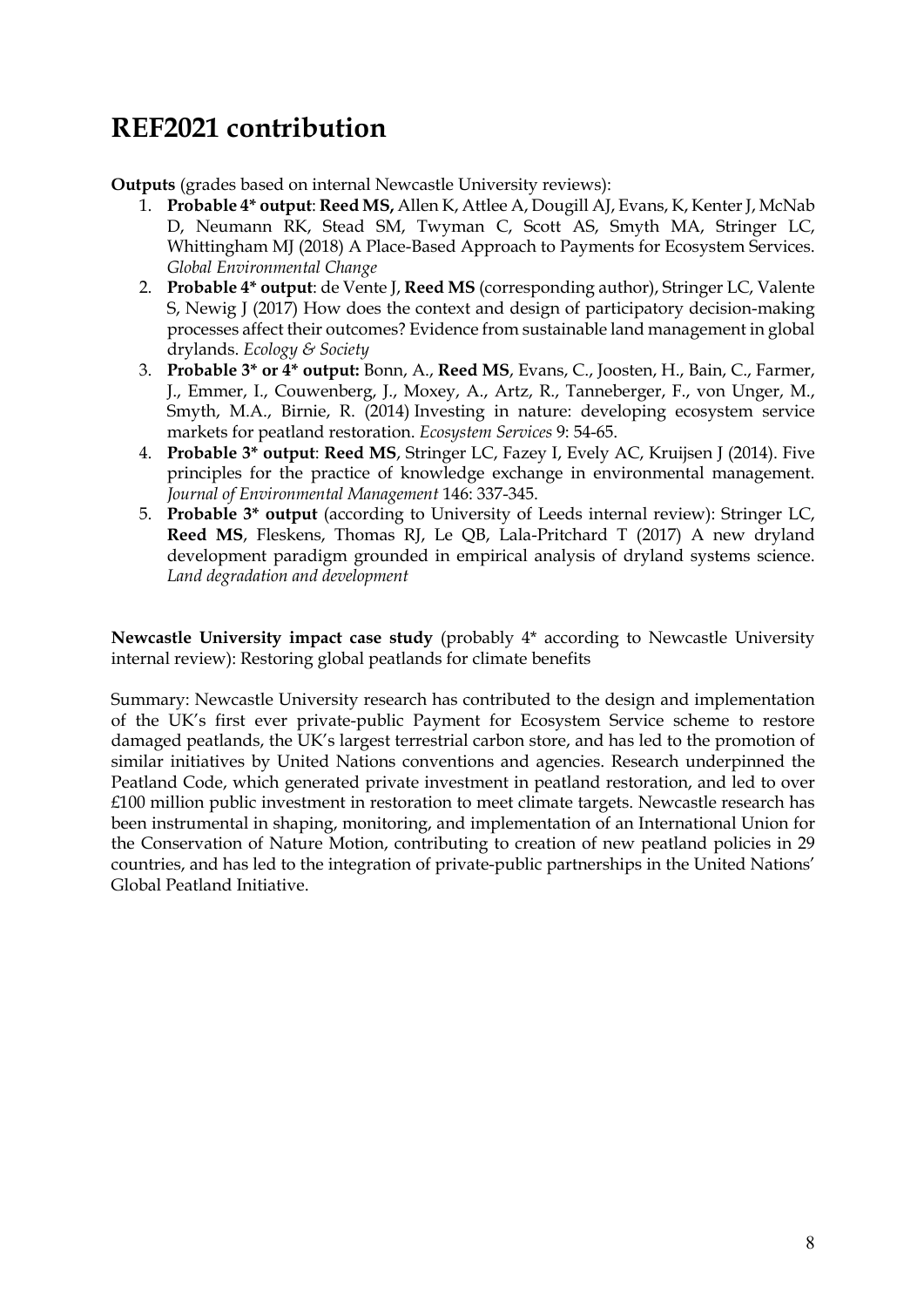# REF2021 contribution

**Outputs** (grades based on internal Newcastle University reviews):

1. **Probable 4* output**: **Reed MS,** Allen K, Attlee A, Dougill AJ, Evans, K, Kenter J, McNab D, Neumann RK, Stead SM, Twyman C, Scott AS, Smyth MA, Stringer LC, Whittingham MJ (2018) A Place-Based Approach to Payments for Ecosystem Services. *Global Environmental Change*
2. **Probable 4* output**: de Vente J, **Reed MS** (corresponding author), Stringer LC, Valente S, Newig J (2017) How does the context and design of participatory decision-making processes affect their outcomes? Evidence from sustainable land management in global drylands. *Ecology & Society*
3. **Probable 3* or 4* output:** Bonn, A., **Reed MS**, Evans, C., Joosten, H., Bain, C., Farmer, J., Emmer, I., Couwenberg, J., Moxey, A., Artz, R., Tanneberger, F., von Unger, M., Smyth, M.A., Birnie, R. (2014) Investing in nature: developing ecosystem service markets for peatland restoration. *Ecosystem Services* 9: 54-65.
4. **Probable 3* output**: **Reed MS**, Stringer LC, Fazey I, Evely AC, Kruijsen J (2014). Five principles for the practice of knowledge exchange in environmental management. *Journal of Environmental Management* 146: 337-345.
5. **Probable 3* output** (according to University of Leeds internal review): Stringer LC, **Reed MS**, Fleskens, Thomas RJ, Le QB, Lala-Pritchard T (2017) A new dryland development paradigm grounded in empirical analysis of dryland systems science. *Land degradation and development*

**Newcastle University impact case study** (probably 4* according to Newcastle University internal review): Restoring global peatlands for climate benefits

Summary: Newcastle University research has contributed to the design and implementation of the UK's first ever private-public Payment for Ecosystem Service scheme to restore damaged peatlands, the UK's largest terrestrial carbon store, and has led to the promotion of similar initiatives by United Nations conventions and agencies. Research underpinned the Peatland Code, which generated private investment in peatland restoration, and led to over £100 million public investment in restoration to meet climate targets. Newcastle research has been instrumental in shaping, monitoring, and implementation of an International Union for the Conservation of Nature Motion, contributing to creation of new peatland policies in 29 countries, and has led to the integration of private-public partnerships in the United Nations' Global Peatland Initiative.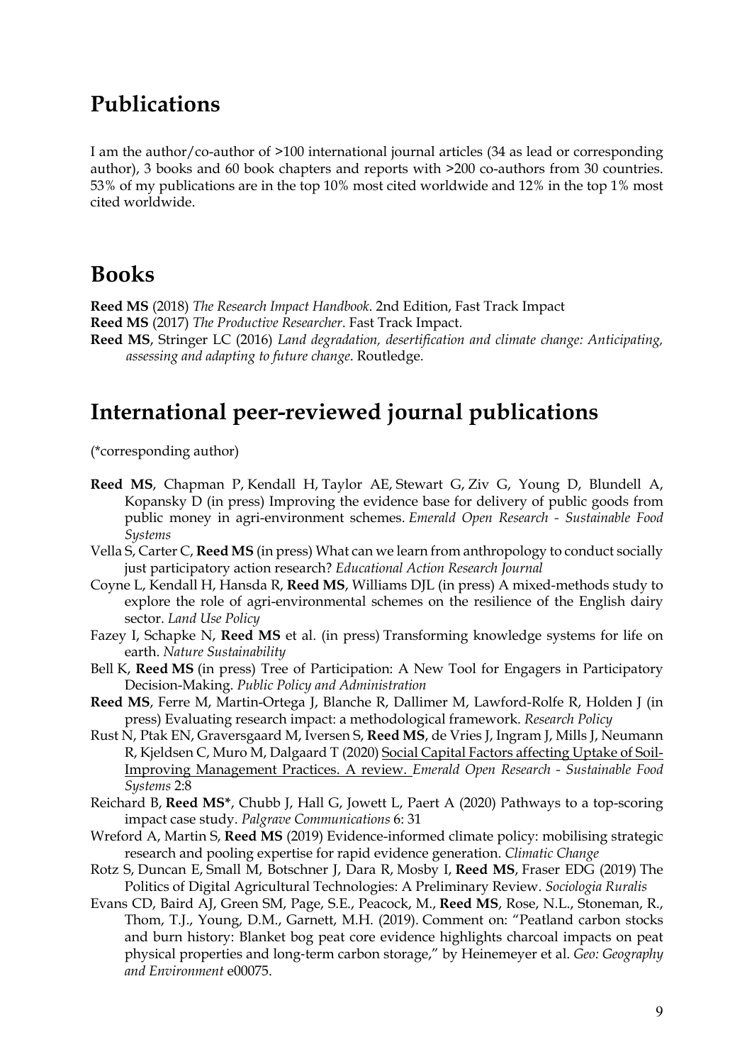# Publications

I am the author/co-author of >100 international journal articles (34 as lead or corresponding author), 3 books and 60 book chapters and reports with >200 co-authors from 30 countries. 53% of my publications are in the top 10% most cited worldwide and 12% in the top 1% most cited worldwide.

# Books

**Reed MS** (2018) *The Research Impact Handbook*. 2nd Edition, Fast Track Impact

**Reed MS** (2017) *The Productive Researcher*. Fast Track Impact.

**Reed MS**, Stringer LC (2016) *Land degradation, desertification and climate change: Anticipating, assessing and adapting to future change*. Routledge.

# International peer-reviewed journal publications

(*corresponding author)

**Reed MS**, Chapman P, Kendall H, Taylor AE, Stewart G, Ziv G, Young D, Blundell A, Kopansky D (in press) Improving the evidence base for delivery of public goods from public money in agri-environment schemes. *Emerald Open Research - Sustainable Food Systems*

Vella S, Carter C, **Reed MS** (in press) What can we learn from anthropology to conduct socially just participatory action research? *Educational Action Research Journal*

Coyne L, Kendall H, Hansda R, **Reed MS**, Williams DJL (in press) A mixed-methods study to explore the role of agri-environmental schemes on the resilience of the English dairy sector. *Land Use Policy*

Fazey I, Schapke N, **Reed MS** et al. (in press) Transforming knowledge systems for life on earth. *Nature Sustainability*

Bell K, **Reed MS** (in press) Tree of Participation: A New Tool for Engagers in Participatory Decision-Making. *Public Policy and Administration*

**Reed MS**, Ferre M, Martin-Ortega J, Blanche R, Dallimer M, Lawford-Rolfe R, Holden J (in press) Evaluating research impact: a methodological framework. *Research Policy*

Rust N, Ptak EN, Graversgaard M, Iversen S, **Reed MS**, de Vries J, Ingram J, Mills J, Neumann R, Kjeldsen C, Muro M, Dalgaard T (2020) Social Capital Factors affecting Uptake of Soil-Improving Management Practices. A review. *Emerald Open Research - Sustainable Food Systems* 2:8

Reichard B, **Reed MS***, Chubb J, Hall G, Jowett L, Paert A (2020) Pathways to a top-scoring impact case study. *Palgrave Communications* 6: 31

Wreford A, Martin S, **Reed MS** (2019) Evidence-informed climate policy: mobilising strategic research and pooling expertise for rapid evidence generation. *Climatic Change*

Rotz S, Duncan E, Small M, Botschner J, Dara R, Mosby I, **Reed MS**, Fraser EDG (2019) The Politics of Digital Agricultural Technologies: A Preliminary Review. *Sociologia Ruralis*

Evans CD, Baird AJ, Green SM, Page, S.E., Peacock, M., **Reed MS**, Rose, N.L., Stoneman, R., Thom, T.J., Young, D.M., Garnett, M.H. (2019). Comment on: "Peatland carbon stocks and burn history: Blanket bog peat core evidence highlights charcoal impacts on peat physical properties and long-term carbon storage," by Heinemeyer et al. *Geo: Geography and Environment* e00075.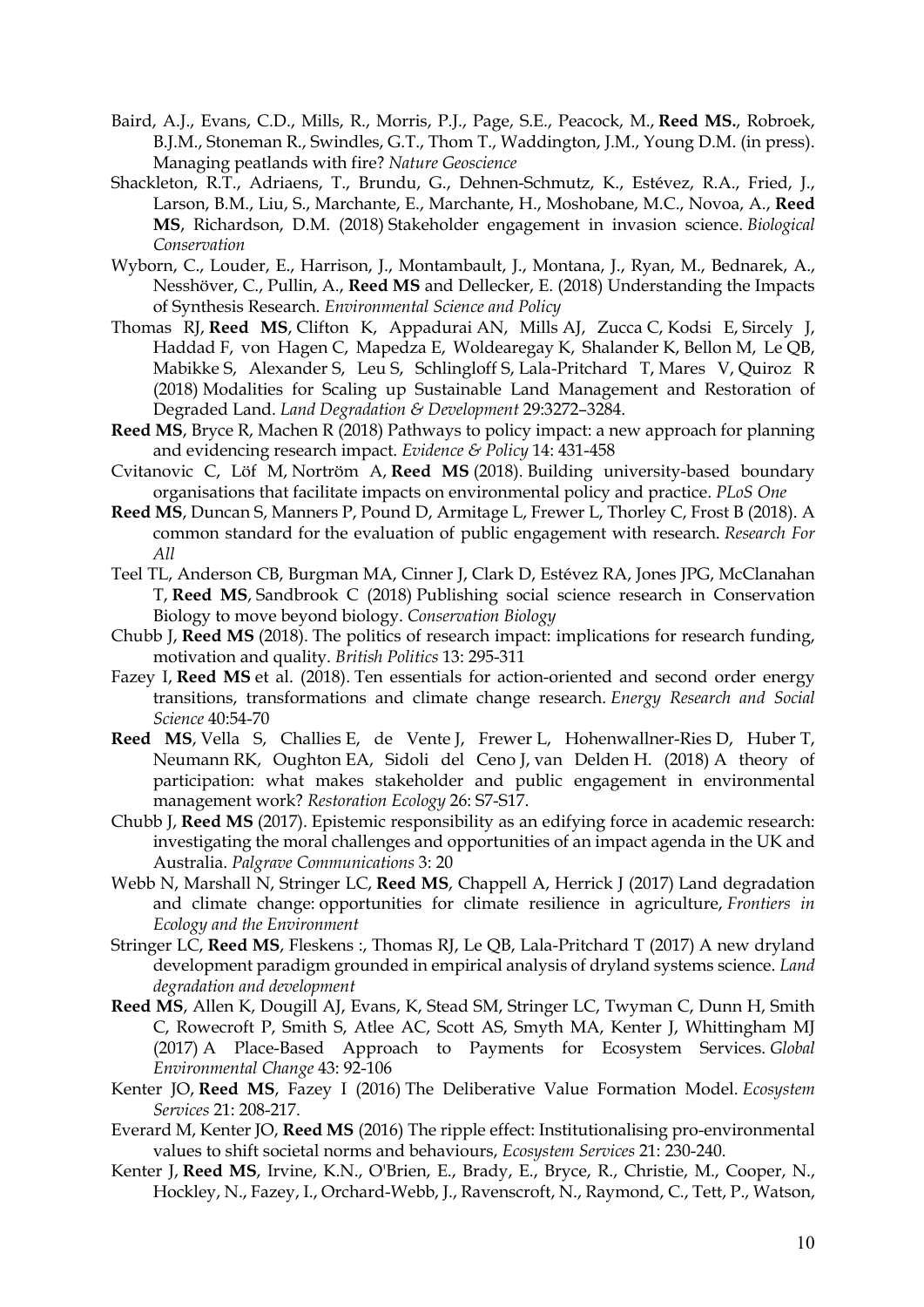Baird, A.J., Evans, C.D., Mills, R., Morris, P.J., Page, S.E., Peacock, M., **Reed MS.**, Robroek, B.J.M., Stoneman R., Swindles, G.T., Thom T., Waddington, J.M., Young D.M. (in press). Managing peatlands with fire? *Nature Geoscience*

Shackleton, R.T., Adriaens, T., Brundu, G., Dehnen-Schmutz, K., Estévez, R.A., Fried, J., Larson, B.M., Liu, S., Marchante, E., Marchante, H., Moshobane, M.C., Novoa, A., **Reed MS**, Richardson, D.M. (2018) Stakeholder engagement in invasion science. *Biological Conservation*

Wyborn, C., Louder, E., Harrison, J., Montambault, J., Montana, J., Ryan, M., Bednarek, A., Nesshöver, C., Pullin, A., **Reed MS** and Dellecker, E. (2018) Understanding the Impacts of Synthesis Research. *Environmental Science and Policy*

Thomas RJ, **Reed MS**, Clifton K, Appadurai AN, Mills AJ, Zucca C, Kodsi E, Sircely J, Haddad F, von Hagen C, Mapedza E, Woldearegay K, Shalander K, Bellon M, Le QB, Mabikke S, Alexander S, Leu S, Schlingloff S, Lala-Pritchard T, Mares V, Quiroz R (2018) Modalities for Scaling up Sustainable Land Management and Restoration of Degraded Land. *Land Degradation & Development* 29:3272–3284.

**Reed MS**, Bryce R, Machen R (2018) Pathways to policy impact: a new approach for planning and evidencing research impact. *Evidence & Policy* 14: 431-458

Cvitanovic C, Löf M, Norström A, **Reed MS** (2018). Building university-based boundary organisations that facilitate impacts on environmental policy and practice. *PLoS One*

**Reed MS**, Duncan S, Manners P, Pound D, Armitage L, Frewer L, Thorley C, Frost B (2018). A common standard for the evaluation of public engagement with research. *Research For All*

Teel TL, Anderson CB, Burgman MA, Cinner J, Clark D, Estévez RA, Jones JPG, McClanahan T, **Reed MS**, Sandbrook C (2018) Publishing social science research in Conservation Biology to move beyond biology. *Conservation Biology*

Chubb J, **Reed MS** (2018). The politics of research impact: implications for research funding, motivation and quality. *British Politics* 13: 295-311

Fazey I, **Reed MS** et al. (2018). Ten essentials for action-oriented and second order energy transitions, transformations and climate change research. *Energy Research and Social Science* 40:54-70

**Reed MS**, Vella S, Challies E, de Vente J, Frewer L, Hohenwallner-Ries D, Huber T, Neumann RK, Oughton EA, Sidoli del Ceno J, van Delden H. (2018) A theory of participation: what makes stakeholder and public engagement in environmental management work? *Restoration Ecology* 26: S7-S17.

Chubb J, **Reed MS** (2017). Epistemic responsibility as an edifying force in academic research: investigating the moral challenges and opportunities of an impact agenda in the UK and Australia. *Palgrave Communications* 3: 20

Webb N, Marshall N, Stringer LC, **Reed MS**, Chappell A, Herrick J (2017) Land degradation and climate change: opportunities for climate resilience in agriculture, *Frontiers in Ecology and the Environment*

Stringer LC, **Reed MS**, Fleskens :, Thomas RJ, Le QB, Lala-Pritchard T (2017) A new dryland development paradigm grounded in empirical analysis of dryland systems science. *Land degradation and development*

**Reed MS**, Allen K, Dougill AJ, Evans, K, Stead SM, Stringer LC, Twyman C, Dunn H, Smith C, Rowecroft P, Smith S, Atlee AC, Scott AS, Smyth MA, Kenter J, Whittingham MJ (2017) A Place-Based Approach to Payments for Ecosystem Services. *Global Environmental Change* 43: 92-106

Kenter JO, **Reed MS**, Fazey I (2016) The Deliberative Value Formation Model. *Ecosystem Services* 21: 208-217.

Everard M, Kenter JO, **Reed MS** (2016) The ripple effect: Institutionalising pro-environmental values to shift societal norms and behaviours, *Ecosystem Services* 21: 230-240.

Kenter J, **Reed MS**, Irvine, K.N., O'Brien, E., Brady, E., Bryce, R., Christie, M., Cooper, N., Hockley, N., Fazey, I., Orchard-Webb, J., Ravenscroft, N., Raymond, C., Tett, P., Watson,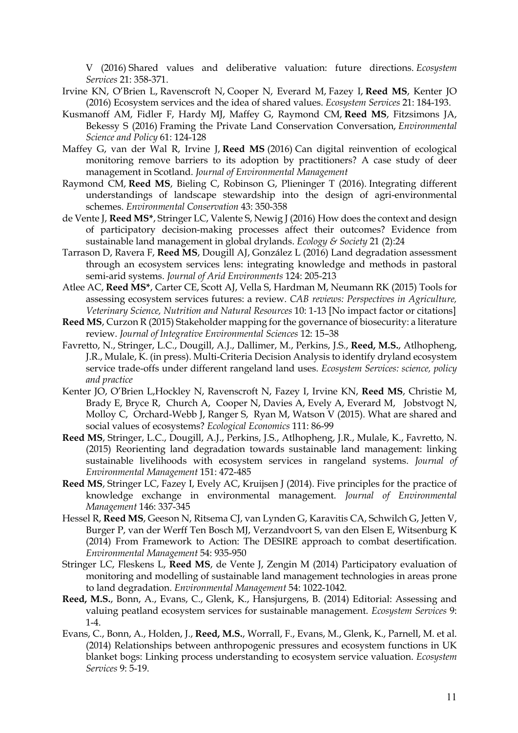V (2016) Shared values and deliberative valuation: future directions. *Ecosystem Services* 21: 358-371.

Irvine KN, O'Brien L, Ravenscroft N, Cooper N, Everard M, Fazey I, **Reed MS**, Kenter JO (2016) Ecosystem services and the idea of shared values. *Ecosystem Services* 21: 184-193.

Kusmanoff AM, Fidler F, Hardy MJ, Maffey G, Raymond CM, **Reed MS**, Fitzsimons JA, Bekessy S (2016) Framing the Private Land Conservation Conversation, *Environmental Science and Policy* 61: 124-128

Maffey G, van der Wal R, Irvine J, **Reed MS** (2016) Can digital reinvention of ecological monitoring remove barriers to its adoption by practitioners? A case study of deer management in Scotland. *Journal of Environmental Management*

Raymond CM, **Reed MS**, Bieling C, Robinson G, Plieninger T (2016). Integrating different understandings of landscape stewardship into the design of agri-environmental schemes. *Environmental Conservation* 43: 350-358

de Vente J, **Reed MS***, Stringer LC, Valente S, Newig J (2016) How does the context and design of participatory decision-making processes affect their outcomes? Evidence from sustainable land management in global drylands. *Ecology & Society* 21 (2):24

Tarrason D, Ravera F, **Reed MS**, Dougill AJ, González L (2016) Land degradation assessment through an ecosystem services lens: integrating knowledge and methods in pastoral semi-arid systems. *Journal of Arid Environments* 124: 205-213

Atlee AC, **Reed MS***, Carter CE, Scott AJ, Vella S, Hardman M, Neumann RK (2015) Tools for assessing ecosystem services futures: a review. *CAB reviews: Perspectives in Agriculture, Veterinary Science, Nutrition and Natural Resources* 10: 1-13 [No impact factor or citations]

**Reed MS**, Curzon R (2015) Stakeholder mapping for the governance of biosecurity: a literature review. *Journal of Integrative Environmental Sciences* 12: 15–38

Favretto, N., Stringer, L.C., Dougill, A.J., Dallimer, M., Perkins, J.S., **Reed, M.S.**, Atlhopheng, J.R., Mulale, K. (in press). Multi-Criteria Decision Analysis to identify dryland ecosystem service trade-offs under different rangeland land uses. *Ecosystem Services: science, policy and practice*

Kenter JO, O'Brien L,Hockley N, Ravenscroft N, Fazey I, Irvine KN, **Reed MS**, Christie M, Brady E, Bryce R, Church A, Cooper N, Davies A, Evely A, Everard M, Jobstvogt N, Molloy C, Orchard-Webb J, Ranger S, Ryan M, Watson V (2015). What are shared and social values of ecosystems? *Ecological Economics* 111: 86-99

**Reed MS**, Stringer, L.C., Dougill, A.J., Perkins, J.S., Atlhopheng, J.R., Mulale, K., Favretto, N. (2015) Reorienting land degradation towards sustainable land management: linking sustainable livelihoods with ecosystem services in rangeland systems. *Journal of Environmental Management* 151: 472-485

**Reed MS**, Stringer LC, Fazey I, Evely AC, Kruijsen J (2014). Five principles for the practice of knowledge exchange in environmental management. *Journal of Environmental Management* 146: 337-345

Hessel R, **Reed MS**, Geeson N, Ritsema CJ, van Lynden G, Karavitis CA, Schwilch G, Jetten V, Burger P, van der Werff Ten Bosch MJ, Verzandvoort S, van den Elsen E, Witsenburg K (2014) From Framework to Action: The DESIRE approach to combat desertification. *Environmental Management* 54: 935-950

Stringer LC, Fleskens L, **Reed MS**, de Vente J, Zengin M (2014) Participatory evaluation of monitoring and modelling of sustainable land management technologies in areas prone to land degradation. *Environmental Management* 54: 1022-1042.

**Reed, M.S.**, Bonn, A., Evans, C., Glenk, K., Hansjurgens, B. (2014) Editorial: Assessing and valuing peatland ecosystem services for sustainable management. *Ecosystem Services* 9: 1-4.

Evans, C., Bonn, A., Holden, J., **Reed, M.S.**, Worrall, F., Evans, M., Glenk, K., Parnell, M. et al. (2014) Relationships between anthropogenic pressures and ecosystem functions in UK blanket bogs: Linking process understanding to ecosystem service valuation. *Ecosystem Services* 9: 5-19.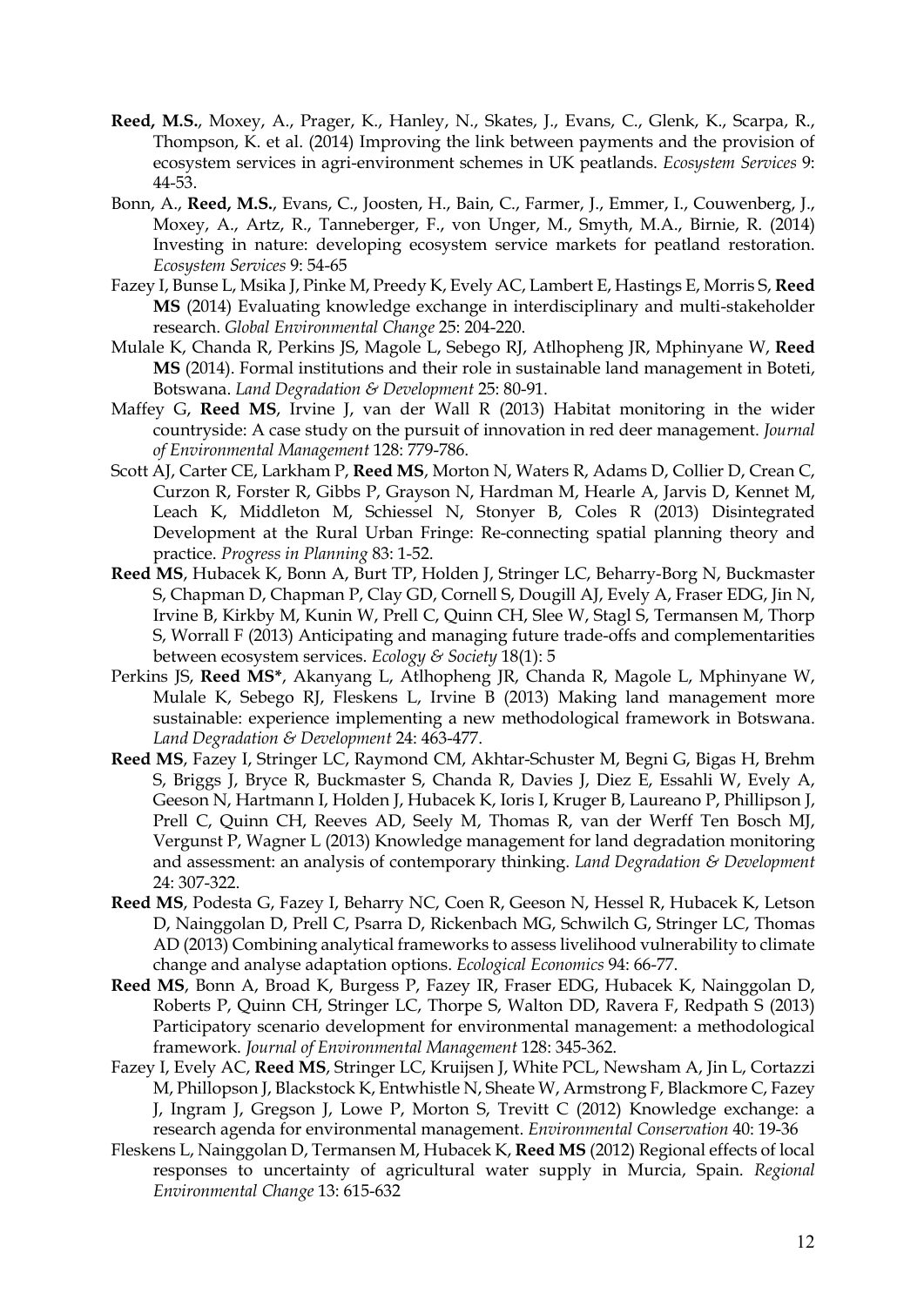**Reed, M.S.**, Moxey, A., Prager, K., Hanley, N., Skates, J., Evans, C., Glenk, K., Scarpa, R., Thompson, K. et al. (2014) Improving the link between payments and the provision of ecosystem services in agri-environment schemes in UK peatlands. *Ecosystem Services* 9: 44-53.

Bonn, A., **Reed, M.S.**, Evans, C., Joosten, H., Bain, C., Farmer, J., Emmer, I., Couwenberg, J., Moxey, A., Artz, R., Tanneberger, F., von Unger, M., Smyth, M.A., Birnie, R. (2014) Investing in nature: developing ecosystem service markets for peatland restoration. *Ecosystem Services* 9: 54-65

Fazey I, Bunse L, Msika J, Pinke M, Preedy K, Evely AC, Lambert E, Hastings E, Morris S, **Reed MS** (2014) Evaluating knowledge exchange in interdisciplinary and multi-stakeholder research. *Global Environmental Change* 25: 204-220.

Mulale K, Chanda R, Perkins JS, Magole L, Sebego RJ, Atlhopheng JR, Mphinyane W, **Reed MS** (2014). Formal institutions and their role in sustainable land management in Boteti, Botswana. *Land Degradation & Development* 25: 80-91.

Maffey G, **Reed MS**, Irvine J, van der Wall R (2013) Habitat monitoring in the wider countryside: A case study on the pursuit of innovation in red deer management. *Journal of Environmental Management* 128: 779-786.

Scott AJ, Carter CE, Larkham P, **Reed MS**, Morton N, Waters R, Adams D, Collier D, Crean C, Curzon R, Forster R, Gibbs P, Grayson N, Hardman M, Hearle A, Jarvis D, Kennet M, Leach K, Middleton M, Schiessel N, Stonyer B, Coles R (2013) Disintegrated Development at the Rural Urban Fringe: Re-connecting spatial planning theory and practice. *Progress in Planning* 83: 1-52.

**Reed MS**, Hubacek K, Bonn A, Burt TP, Holden J, Stringer LC, Beharry-Borg N, Buckmaster S, Chapman D, Chapman P, Clay GD, Cornell S, Dougill AJ, Evely A, Fraser EDG, Jin N, Irvine B, Kirkby M, Kunin W, Prell C, Quinn CH, Slee W, Stagl S, Termansen M, Thorp S, Worrall F (2013) Anticipating and managing future trade-offs and complementarities between ecosystem services. *Ecology & Society* 18(1): 5

Perkins JS, **Reed MS***, Akanyang L, Atlhopheng JR, Chanda R, Magole L, Mphinyane W, Mulale K, Sebego RJ, Fleskens L, Irvine B (2013) Making land management more sustainable: experience implementing a new methodological framework in Botswana. *Land Degradation & Development* 24: 463-477.

**Reed MS**, Fazey I, Stringer LC, Raymond CM, Akhtar-Schuster M, Begni G, Bigas H, Brehm S, Briggs J, Bryce R, Buckmaster S, Chanda R, Davies J, Diez E, Essahli W, Evely A, Geeson N, Hartmann I, Holden J, Hubacek K, Ioris I, Kruger B, Laureano P, Phillipson J, Prell C, Quinn CH, Reeves AD, Seely M, Thomas R, van der Werff Ten Bosch MJ, Vergunst P, Wagner L (2013) Knowledge management for land degradation monitoring and assessment: an analysis of contemporary thinking. *Land Degradation & Development* 24: 307-322.

**Reed MS**, Podesta G, Fazey I, Beharry NC, Coen R, Geeson N, Hessel R, Hubacek K, Letson D, Nainggolan D, Prell C, Psarra D, Rickenbach MG, Schwilch G, Stringer LC, Thomas AD (2013) Combining analytical frameworks to assess livelihood vulnerability to climate change and analyse adaptation options. *Ecological Economics* 94: 66-77.

**Reed MS**, Bonn A, Broad K, Burgess P, Fazey IR, Fraser EDG, Hubacek K, Nainggolan D, Roberts P, Quinn CH, Stringer LC, Thorpe S, Walton DD, Ravera F, Redpath S (2013) Participatory scenario development for environmental management: a methodological framework. *Journal of Environmental Management* 128: 345-362.

Fazey I, Evely AC, **Reed MS**, Stringer LC, Kruijsen J, White PCL, Newsham A, Jin L, Cortazzi M, Phillopson J, Blackstock K, Entwhistle N, Sheate W, Armstrong F, Blackmore C, Fazey J, Ingram J, Gregson J, Lowe P, Morton S, Trevitt C (2012) Knowledge exchange: a research agenda for environmental management. *Environmental Conservation* 40: 19-36

Fleskens L, Nainggolan D, Termansen M, Hubacek K, **Reed MS** (2012) Regional effects of local responses to uncertainty of agricultural water supply in Murcia, Spain. *Regional Environmental Change* 13: 615-632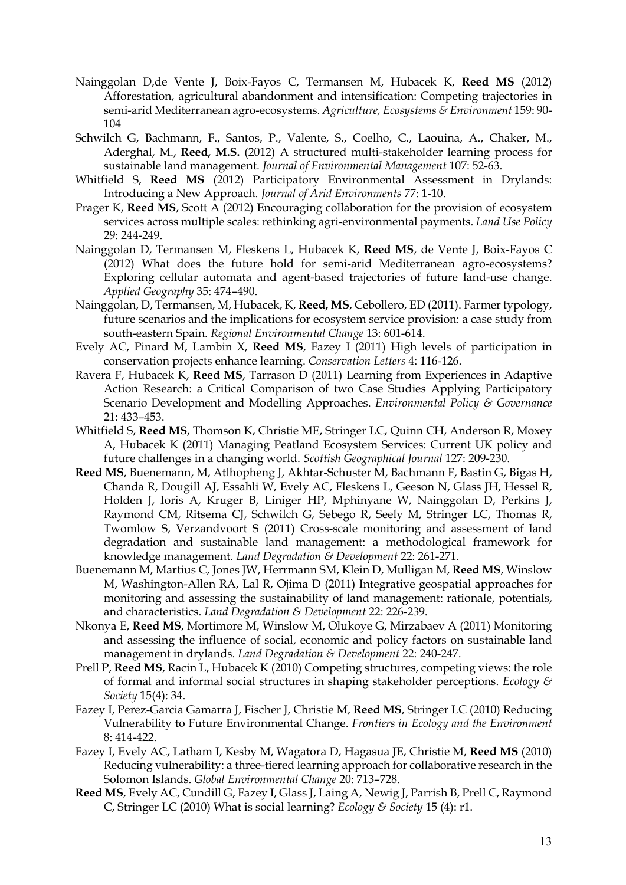Nainggolan D,de Vente J, Boix-Fayos C, Termansen M, Hubacek K, **Reed MS** (2012) Afforestation, agricultural abandonment and intensification: Competing trajectories in semi-arid Mediterranean agro-ecosystems. *Agriculture, Ecosystems & Environment* 159: 90-104

Schwilch G, Bachmann, F., Santos, P., Valente, S., Coelho, C., Laouina, A., Chaker, M., Aderghal, M., **Reed, M.S.** (2012) A structured multi-stakeholder learning process for sustainable land management. *Journal of Environmental Management* 107: 52-63.

Whitfield S, **Reed MS** (2012) Participatory Environmental Assessment in Drylands: Introducing a New Approach. *Journal of Arid Environments* 77: 1-10.

Prager K, **Reed MS**, Scott A (2012) Encouraging collaboration for the provision of ecosystem services across multiple scales: rethinking agri-environmental payments. *Land Use Policy* 29: 244-249.

Nainggolan D, Termansen M, Fleskens L, Hubacek K, **Reed MS**, de Vente J, Boix-Fayos C (2012) What does the future hold for semi-arid Mediterranean agro-ecosystems? Exploring cellular automata and agent-based trajectories of future land-use change. *Applied Geography* 35: 474–490.

Nainggolan, D, Termansen, M, Hubacek, K, **Reed, MS**, Cebollero, ED (2011). Farmer typology, future scenarios and the implications for ecosystem service provision: a case study from south-eastern Spain. *Regional Environmental Change* 13: 601-614.

Evely AC, Pinard M, Lambin X, **Reed MS**, Fazey I (2011) High levels of participation in conservation projects enhance learning. *Conservation Letters* 4: 116-126.

Ravera F, Hubacek K, **Reed MS**, Tarrason D (2011) Learning from Experiences in Adaptive Action Research: a Critical Comparison of two Case Studies Applying Participatory Scenario Development and Modelling Approaches. *Environmental Policy & Governance* 21: 433–453.

Whitfield S, **Reed MS**, Thomson K, Christie ME, Stringer LC, Quinn CH, Anderson R, Moxey A, Hubacek K (2011) Managing Peatland Ecosystem Services: Current UK policy and future challenges in a changing world. *Scottish Geographical Journal* 127: 209-230.

**Reed MS**, Buenemann, M, Atlhopheng J, Akhtar-Schuster M, Bachmann F, Bastin G, Bigas H, Chanda R, Dougill AJ, Essahli W, Evely AC, Fleskens L, Geeson N, Glass JH, Hessel R, Holden J, Ioris A, Kruger B, Liniger HP, Mphinyane W, Nainggolan D, Perkins J, Raymond CM, Ritsema CJ, Schwilch G, Sebego R, Seely M, Stringer LC, Thomas R, Twomlow S, Verzandvoort S (2011) Cross-scale monitoring and assessment of land degradation and sustainable land management: a methodological framework for knowledge management. *Land Degradation & Development* 22: 261-271.

Buenemann M, Martius C, Jones JW, Herrmann SM, Klein D, Mulligan M, **Reed MS**, Winslow M, Washington-Allen RA, Lal R, Ojima D (2011) Integrative geospatial approaches for monitoring and assessing the sustainability of land management: rationale, potentials, and characteristics. *Land Degradation & Development* 22: 226-239.

Nkonya E, **Reed MS**, Mortimore M, Winslow M, Olukoye G, Mirzabaev A (2011) Monitoring and assessing the influence of social, economic and policy factors on sustainable land management in drylands. *Land Degradation & Development* 22: 240-247.

Prell P, **Reed MS**, Racin L, Hubacek K (2010) Competing structures, competing views: the role of formal and informal social structures in shaping stakeholder perceptions. *Ecology & Society* 15(4): 34.

Fazey I, Perez-Garcia Gamarra J, Fischer J, Christie M, **Reed MS**, Stringer LC (2010) Reducing Vulnerability to Future Environmental Change. *Frontiers in Ecology and the Environment* 8: 414-422.

Fazey I, Evely AC, Latham I, Kesby M, Wagatora D, Hagasua JE, Christie M, **Reed MS** (2010) Reducing vulnerability: a three-tiered learning approach for collaborative research in the Solomon Islands. *Global Environmental Change* 20: 713–728.

**Reed MS**, Evely AC, Cundill G, Fazey I, Glass J, Laing A, Newig J, Parrish B, Prell C, Raymond C, Stringer LC (2010) What is social learning? *Ecology & Society* 15 (4): r1.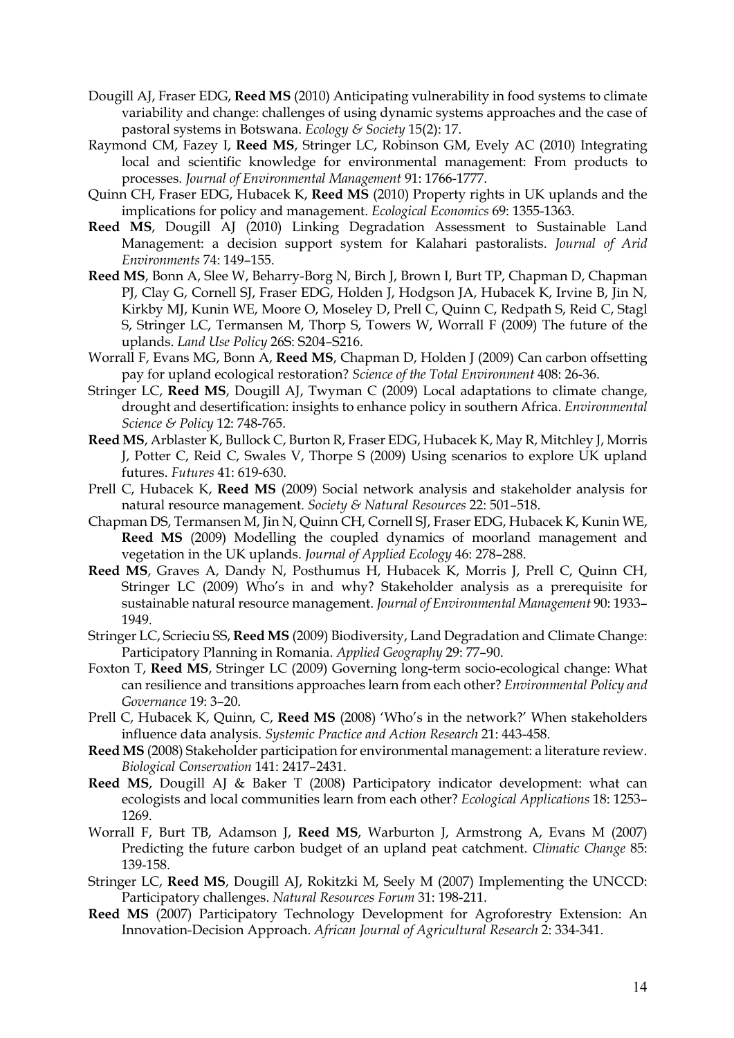Dougill AJ, Fraser EDG, **Reed MS** (2010) Anticipating vulnerability in food systems to climate variability and change: challenges of using dynamic systems approaches and the case of pastoral systems in Botswana. *Ecology & Society* 15(2): 17.

Raymond CM, Fazey I, **Reed MS**, Stringer LC, Robinson GM, Evely AC (2010) Integrating local and scientific knowledge for environmental management: From products to processes. *Journal of Environmental Management* 91: 1766-1777.

Quinn CH, Fraser EDG, Hubacek K, **Reed MS** (2010) Property rights in UK uplands and the implications for policy and management. *Ecological Economics* 69: 1355-1363.

**Reed MS**, Dougill AJ (2010) Linking Degradation Assessment to Sustainable Land Management: a decision support system for Kalahari pastoralists. *Journal of Arid Environments* 74: 149–155.

**Reed MS**, Bonn A, Slee W, Beharry-Borg N, Birch J, Brown I, Burt TP, Chapman D, Chapman PJ, Clay G, Cornell SJ, Fraser EDG, Holden J, Hodgson JA, Hubacek K, Irvine B, Jin N, Kirkby MJ, Kunin WE, Moore O, Moseley D, Prell C, Quinn C, Redpath S, Reid C, Stagl S, Stringer LC, Termansen M, Thorp S, Towers W, Worrall F (2009) The future of the uplands. *Land Use Policy* 26S: S204–S216.

Worrall F, Evans MG, Bonn A, **Reed MS**, Chapman D, Holden J (2009) Can carbon offsetting pay for upland ecological restoration? *Science of the Total Environment* 408: 26-36.

Stringer LC, **Reed MS**, Dougill AJ, Twyman C (2009) Local adaptations to climate change, drought and desertification: insights to enhance policy in southern Africa. *Environmental Science & Policy* 12: 748-765.

**Reed MS**, Arblaster K, Bullock C, Burton R, Fraser EDG, Hubacek K, May R, Mitchley J, Morris J, Potter C, Reid C, Swales V, Thorpe S (2009) Using scenarios to explore UK upland futures. *Futures* 41: 619-630.

Prell C, Hubacek K, **Reed MS** (2009) Social network analysis and stakeholder analysis for natural resource management. *Society & Natural Resources* 22: 501–518.

Chapman DS, Termansen M, Jin N, Quinn CH, Cornell SJ, Fraser EDG, Hubacek K, Kunin WE, **Reed MS** (2009) Modelling the coupled dynamics of moorland management and vegetation in the UK uplands. *Journal of Applied Ecology* 46: 278–288.

**Reed MS**, Graves A, Dandy N, Posthumus H, Hubacek K, Morris J, Prell C, Quinn CH, Stringer LC (2009) Who's in and why? Stakeholder analysis as a prerequisite for sustainable natural resource management. *Journal of Environmental Management* 90: 1933–1949.

Stringer LC, Scrieciu SS, **Reed MS** (2009) Biodiversity, Land Degradation and Climate Change: Participatory Planning in Romania. *Applied Geography* 29: 77–90.

Foxton T, **Reed MS**, Stringer LC (2009) Governing long-term socio-ecological change: What can resilience and transitions approaches learn from each other? *Environmental Policy and Governance* 19: 3–20.

Prell C, Hubacek K, Quinn, C, **Reed MS** (2008) 'Who's in the network?' When stakeholders influence data analysis. *Systemic Practice and Action Research* 21: 443-458.

**Reed MS** (2008) Stakeholder participation for environmental management: a literature review. *Biological Conservation* 141: 2417–2431.

**Reed MS**, Dougill AJ & Baker T (2008) Participatory indicator development: what can ecologists and local communities learn from each other? *Ecological Applications* 18: 1253–1269.

Worrall F, Burt TB, Adamson J, **Reed MS**, Warburton J, Armstrong A, Evans M (2007) Predicting the future carbon budget of an upland peat catchment. *Climatic Change* 85: 139-158.

Stringer LC, **Reed MS**, Dougill AJ, Rokitzki M, Seely M (2007) Implementing the UNCCD: Participatory challenges. *Natural Resources Forum* 31: 198-211.

**Reed MS** (2007) Participatory Technology Development for Agroforestry Extension: An Innovation-Decision Approach. *African Journal of Agricultural Research* 2: 334-341.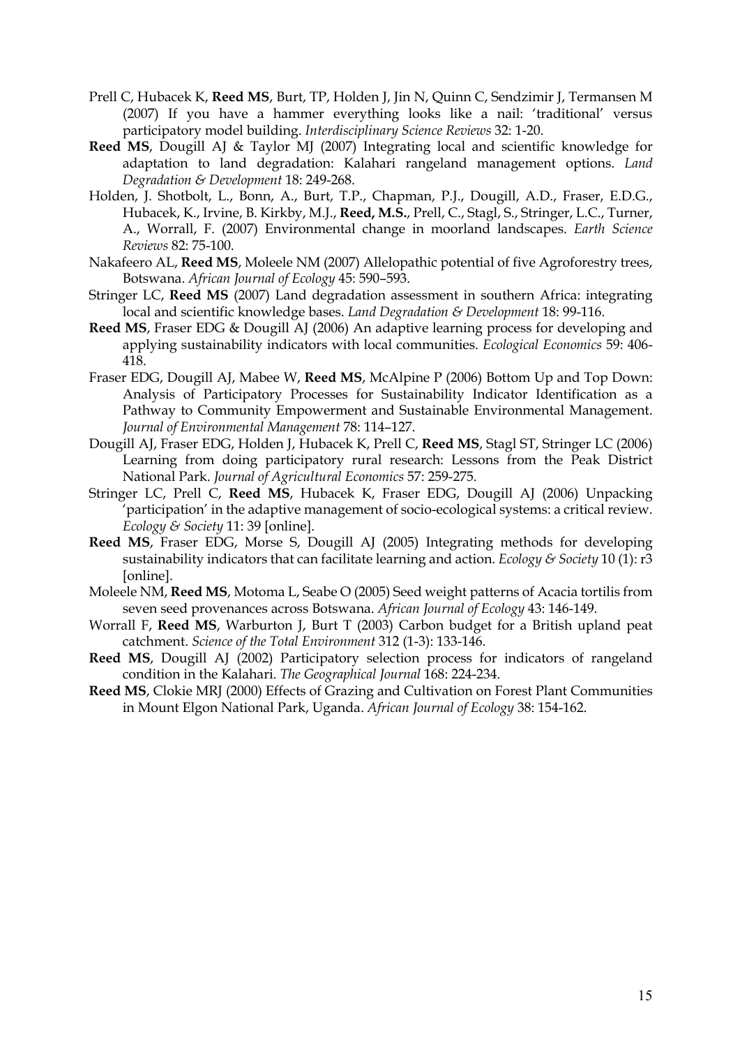Prell C, Hubacek K, **Reed MS**, Burt, TP, Holden J, Jin N, Quinn C, Sendzimir J, Termansen M (2007) If you have a hammer everything looks like a nail: 'traditional' versus participatory model building. *Interdisciplinary Science Reviews* 32: 1-20.

**Reed MS**, Dougill AJ & Taylor MJ (2007) Integrating local and scientific knowledge for adaptation to land degradation: Kalahari rangeland management options. *Land Degradation & Development* 18: 249-268.

Holden, J. Shotbolt, L., Bonn, A., Burt, T.P., Chapman, P.J., Dougill, A.D., Fraser, E.D.G., Hubacek, K., Irvine, B. Kirkby, M.J., **Reed, M.S.**, Prell, C., Stagl, S., Stringer, L.C., Turner, A., Worrall, F. (2007) Environmental change in moorland landscapes. *Earth Science Reviews* 82: 75-100.

Nakafeero AL, **Reed MS**, Moleele NM (2007) Allelopathic potential of five Agroforestry trees, Botswana. *African Journal of Ecology* 45: 590–593.

Stringer LC, **Reed MS** (2007) Land degradation assessment in southern Africa: integrating local and scientific knowledge bases. *Land Degradation & Development* 18: 99-116.

**Reed MS**, Fraser EDG & Dougill AJ (2006) An adaptive learning process for developing and applying sustainability indicators with local communities. *Ecological Economics* 59: 406-418.

Fraser EDG, Dougill AJ, Mabee W, **Reed MS**, McAlpine P (2006) Bottom Up and Top Down: Analysis of Participatory Processes for Sustainability Indicator Identification as a Pathway to Community Empowerment and Sustainable Environmental Management. *Journal of Environmental Management* 78: 114–127.

Dougill AJ, Fraser EDG, Holden J, Hubacek K, Prell C, **Reed MS**, Stagl ST, Stringer LC (2006) Learning from doing participatory rural research: Lessons from the Peak District National Park. *Journal of Agricultural Economics* 57: 259-275.

Stringer LC, Prell C, **Reed MS**, Hubacek K, Fraser EDG, Dougill AJ (2006) Unpacking 'participation' in the adaptive management of socio-ecological systems: a critical review. *Ecology & Society* 11: 39 [online].

**Reed MS**, Fraser EDG, Morse S, Dougill AJ (2005) Integrating methods for developing sustainability indicators that can facilitate learning and action. *Ecology & Society* 10 (1): r3 [online].

Moleele NM, **Reed MS**, Motoma L, Seabe O (2005) Seed weight patterns of Acacia tortilis from seven seed provenances across Botswana. *African Journal of Ecology* 43: 146-149.

Worrall F, **Reed MS**, Warburton J, Burt T (2003) Carbon budget for a British upland peat catchment. *Science of the Total Environment* 312 (1-3): 133-146.

**Reed MS**, Dougill AJ (2002) Participatory selection process for indicators of rangeland condition in the Kalahari. *The Geographical Journal* 168: 224-234.

**Reed MS**, Clokie MRJ (2000) Effects of Grazing and Cultivation on Forest Plant Communities in Mount Elgon National Park, Uganda. *African Journal of Ecology* 38: 154-162.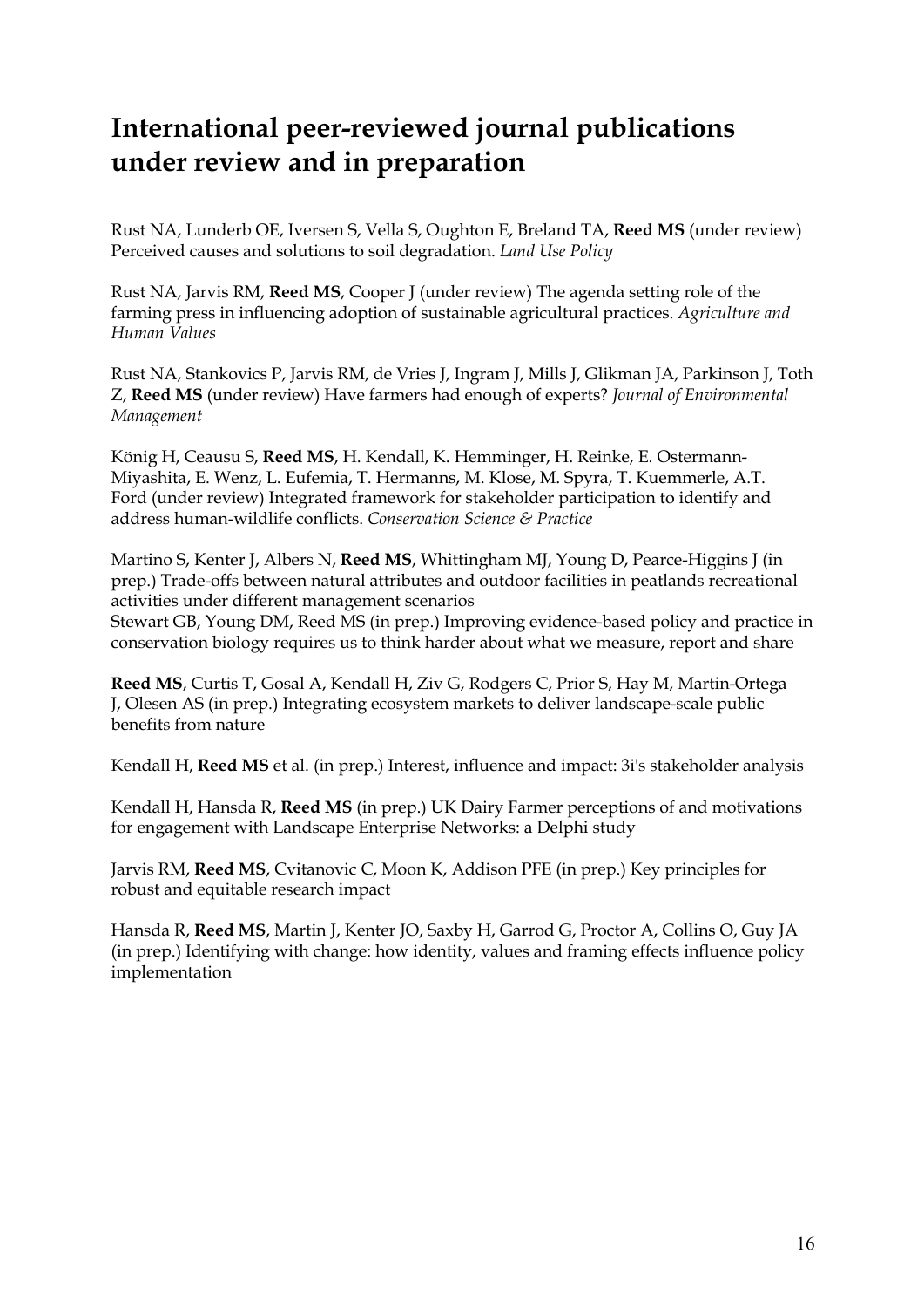# International peer-reviewed journal publications under review and in preparation

Rust NA, Lunderb OE, Iversen S, Vella S, Oughton E, Breland TA, **Reed MS** (under review) Perceived causes and solutions to soil degradation. *Land Use Policy*

Rust NA, Jarvis RM, **Reed MS**, Cooper J (under review) The agenda setting role of the farming press in influencing adoption of sustainable agricultural practices. *Agriculture and Human Values*

Rust NA, Stankovics P, Jarvis RM, de Vries J, Ingram J, Mills J, Glikman JA, Parkinson J, Toth Z, **Reed MS** (under review) Have farmers had enough of experts? *Journal of Environmental Management*

König H, Ceausu S, **Reed MS**, H. Kendall, K. Hemminger, H. Reinke, E. Ostermann-Miyashita, E. Wenz, L. Eufemia, T. Hermanns, M. Klose, M. Spyra, T. Kuemmerle, A.T. Ford (under review) Integrated framework for stakeholder participation to identify and address human-wildlife conflicts. *Conservation Science & Practice*

Martino S, Kenter J, Albers N, **Reed MS**, Whittingham MJ, Young D, Pearce-Higgins J (in prep.) Trade-offs between natural attributes and outdoor facilities in peatlands recreational activities under different management scenarios
Stewart GB, Young DM, Reed MS (in prep.) Improving evidence-based policy and practice in conservation biology requires us to think harder about what we measure, report and share

**Reed MS**, Curtis T, Gosal A, Kendall H, Ziv G, Rodgers C, Prior S, Hay M, Martin-Ortega J, Olesen AS (in prep.) Integrating ecosystem markets to deliver landscape-scale public benefits from nature

Kendall H, **Reed MS** et al. (in prep.) Interest, influence and impact: 3i's stakeholder analysis

Kendall H, Hansda R, **Reed MS** (in prep.) UK Dairy Farmer perceptions of and motivations for engagement with Landscape Enterprise Networks: a Delphi study

Jarvis RM, **Reed MS**, Cvitanovic C, Moon K, Addison PFE (in prep.) Key principles for robust and equitable research impact

Hansda R, **Reed MS**, Martin J, Kenter JO, Saxby H, Garrod G, Proctor A, Collins O, Guy JA (in prep.) Identifying with change: how identity, values and framing effects influence policy implementation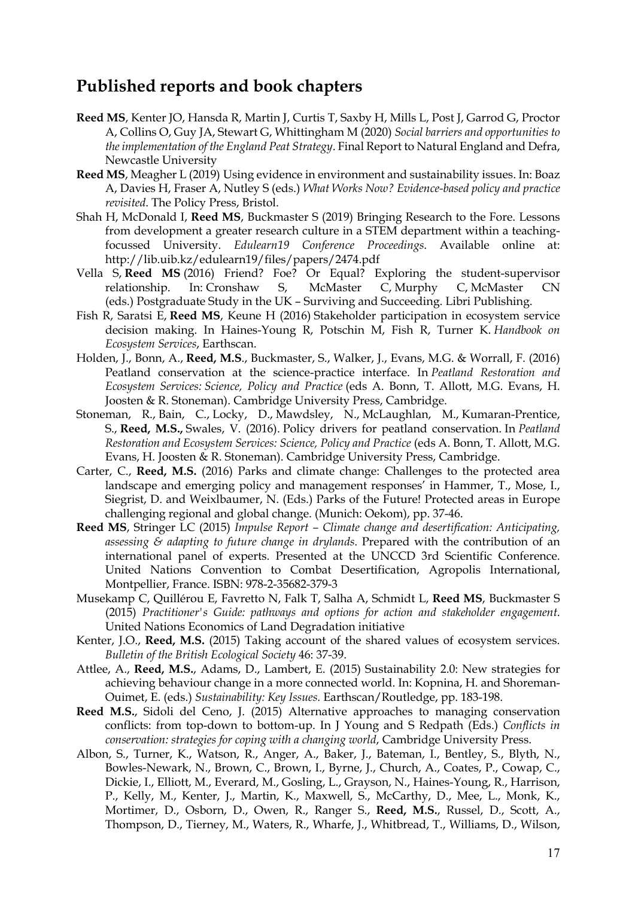## Published reports and book chapters

- **Reed MS**, Kenter JO, Hansda R, Martin J, Curtis T, Saxby H, Mills L, Post J, Garrod G, Proctor A, Collins O, Guy JA, Stewart G, Whittingham M (2020) *Social barriers and opportunities to the implementation of the England Peat Strategy*. Final Report to Natural England and Defra, Newcastle University
- **Reed MS**, Meagher L (2019) Using evidence in environment and sustainability issues. In: Boaz A, Davies H, Fraser A, Nutley S (eds.) *What Works Now? Evidence-based policy and practice revisited*. The Policy Press, Bristol.
- Shah H, McDonald I, **Reed MS**, Buckmaster S (2019) Bringing Research to the Fore. Lessons from development a greater research culture in a STEM department within a teaching-focussed University. *Edulearn19 Conference Proceedings*. Available online at: http://lib.uib.kz/edulearn19/files/papers/2474.pdf
- Vella S, **Reed MS** (2016) Friend? Foe? Or Equal? Exploring the student-supervisor relationship. In: Cronshaw S, McMaster C, Murphy C, McMaster CN (eds.) Postgraduate Study in the UK – Surviving and Succeeding. Libri Publishing.
- Fish R, Saratsi E, **Reed MS**, Keune H (2016) Stakeholder participation in ecosystem service decision making. In Haines-Young R, Potschin M, Fish R, Turner K. *Handbook on Ecosystem Services*, Earthscan.
- Holden, J., Bonn, A., **Reed, M.S**., Buckmaster, S., Walker, J., Evans, M.G. & Worrall, F. (2016) Peatland conservation at the science-practice interface. In *Peatland Restoration and Ecosystem Services: Science, Policy and Practice* (eds A. Bonn, T. Allott, M.G. Evans, H. Joosten & R. Stoneman). Cambridge University Press, Cambridge.
- Stoneman, R., Bain, C., Locky, D., Mawdsley, N., McLaughlan, M., Kumaran-Prentice, S., **Reed, M.S.,** Swales, V. (2016). Policy drivers for peatland conservation. In *Peatland Restoration and Ecosystem Services: Science, Policy and Practice* (eds A. Bonn, T. Allott, M.G. Evans, H. Joosten & R. Stoneman). Cambridge University Press, Cambridge.
- Carter, C., **Reed, M.S.** (2016) Parks and climate change: Challenges to the protected area landscape and emerging policy and management responses' in Hammer, T., Mose, I., Siegrist, D. and Weixlbaumer, N. (Eds.) Parks of the Future! Protected areas in Europe challenging regional and global change. (Munich: Oekom), pp. 37-46.
- **Reed MS**, Stringer LC (2015) *Impulse Report – Climate change and desertification: Anticipating, assessing & adapting to future change in drylands*. Prepared with the contribution of an international panel of experts. Presented at the UNCCD 3rd Scientific Conference. United Nations Convention to Combat Desertification, Agropolis International, Montpellier, France. ISBN: 978-2-35682-379-3
- Musekamp C, Quillérou E, Favretto N, Falk T, Salha A, Schmidt L, **Reed MS**, Buckmaster S (2015) *Practitioner's Guide: pathways and options for action and stakeholder engagement*. United Nations Economics of Land Degradation initiative
- Kenter, J.O., **Reed, M.S.** (2015) Taking account of the shared values of ecosystem services. *Bulletin of the British Ecological Society* 46: 37-39.
- Attlee, A., **Reed, M.S.**, Adams, D., Lambert, E. (2015) Sustainability 2.0: New strategies for achieving behaviour change in a more connected world. In: Kopnina, H. and Shoreman-Ouimet, E. (eds.) *Sustainability: Key Issues.* Earthscan/Routledge, pp. 183-198.
- **Reed M.S.**, Sidoli del Ceno, J. (2015) Alternative approaches to managing conservation conflicts: from top-down to bottom-up. In J Young and S Redpath (Eds.) *Conflicts in conservation: strategies for coping with a changing world*, Cambridge University Press.
- Albon, S., Turner, K., Watson, R., Anger, A., Baker, J., Bateman, I., Bentley, S., Blyth, N., Bowles-Newark, N., Brown, C., Brown, I., Byrne, J., Church, A., Coates, P., Cowap, C., Dickie, I., Elliott, M., Everard, M., Gosling, L., Grayson, N., Haines-Young, R., Harrison, P., Kelly, M., Kenter, J., Martin, K., Maxwell, S., McCarthy, D., Mee, L., Monk, K., Mortimer, D., Osborn, D., Owen, R., Ranger S., **Reed, M.S.**, Russel, D., Scott, A., Thompson, D., Tierney, M., Waters, R., Wharfe, J., Whitbread, T., Williams, D., Wilson,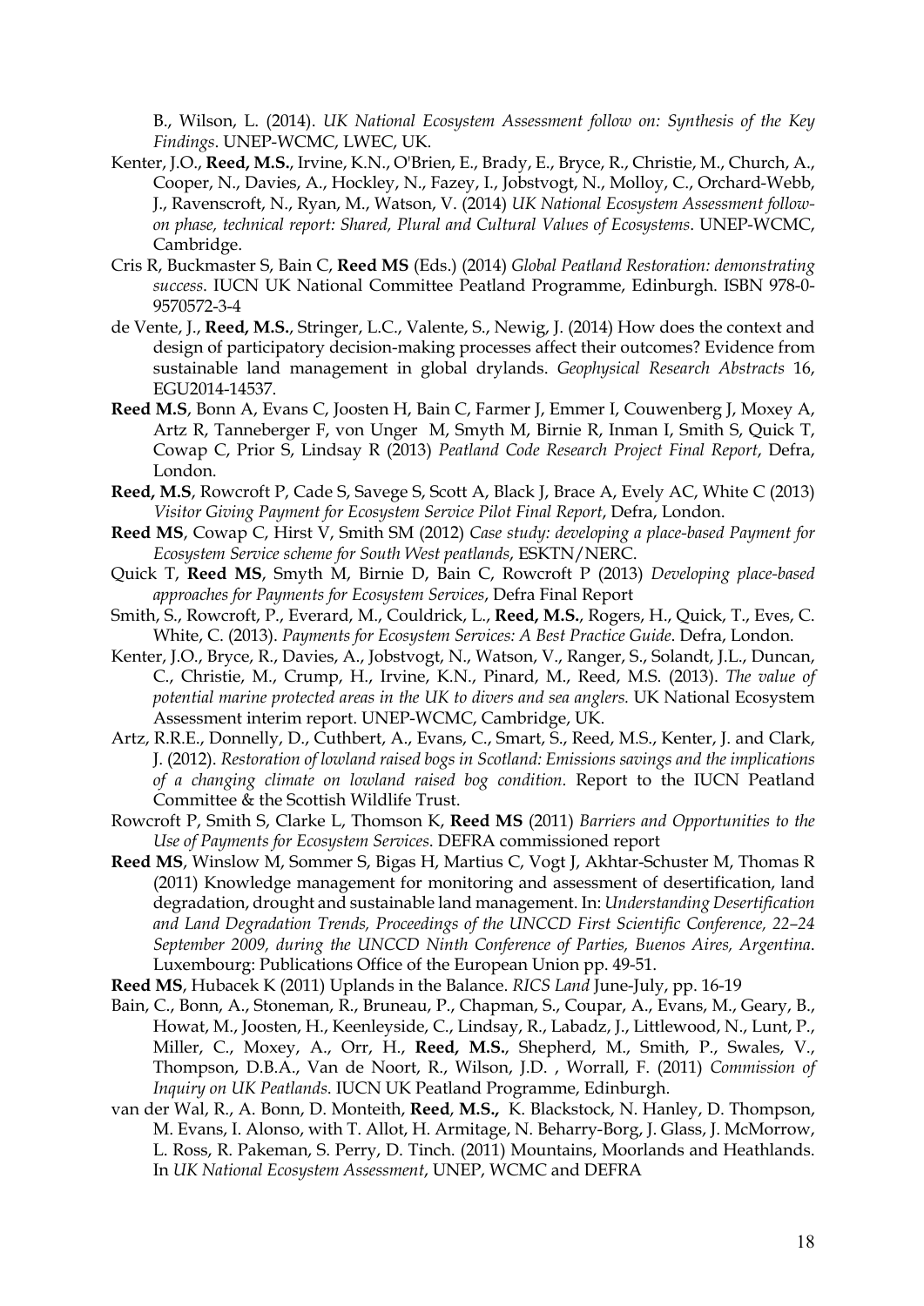B., Wilson, L. (2014). *UK National Ecosystem Assessment follow on: Synthesis of the Key Findings*. UNEP-WCMC, LWEC, UK.

Kenter, J.O., **Reed, M.S.**, Irvine, K.N., O'Brien, E., Brady, E., Bryce, R., Christie, M., Church, A., Cooper, N., Davies, A., Hockley, N., Fazey, I., Jobstvogt, N., Molloy, C., Orchard-Webb, J., Ravenscroft, N., Ryan, M., Watson, V. (2014) *UK National Ecosystem Assessment follow-on phase, technical report: Shared, Plural and Cultural Values of Ecosystems*. UNEP-WCMC, Cambridge.

Cris R, Buckmaster S, Bain C, **Reed MS** (Eds.) (2014) *Global Peatland Restoration: demonstrating success*. IUCN UK National Committee Peatland Programme, Edinburgh. ISBN 978-0-9570572-3-4

de Vente, J., **Reed, M.S.**, Stringer, L.C., Valente, S., Newig, J. (2014) How does the context and design of participatory decision-making processes affect their outcomes? Evidence from sustainable land management in global drylands. *Geophysical Research Abstracts* 16, EGU2014-14537.

**Reed M.S**, Bonn A, Evans C, Joosten H, Bain C, Farmer J, Emmer I, Couwenberg J, Moxey A, Artz R, Tanneberger F, von Unger M, Smyth M, Birnie R, Inman I, Smith S, Quick T, Cowap C, Prior S, Lindsay R (2013) *Peatland Code Research Project Final Report*, Defra, London.

**Reed, M.S**, Rowcroft P, Cade S, Savege S, Scott A, Black J, Brace A, Evely AC, White C (2013) *Visitor Giving Payment for Ecosystem Service Pilot Final Report*, Defra, London.

**Reed MS**, Cowap C, Hirst V, Smith SM (2012) *Case study: developing a place-based Payment for Ecosystem Service scheme for South West peatlands*, ESKTN/NERC.

Quick T, **Reed MS**, Smyth M, Birnie D, Bain C, Rowcroft P (2013) *Developing place-based approaches for Payments for Ecosystem Services*, Defra Final Report

Smith, S., Rowcroft, P., Everard, M., Couldrick, L., **Reed, M.S.**, Rogers, H., Quick, T., Eves, C. White, C. (2013). *Payments for Ecosystem Services: A Best Practice Guide*. Defra, London.

Kenter, J.O., Bryce, R., Davies, A., Jobstvogt, N., Watson, V., Ranger, S., Solandt, J.L., Duncan, C., Christie, M., Crump, H., Irvine, K.N., Pinard, M., Reed, M.S. (2013). *The value of potential marine protected areas in the UK to divers and sea anglers.* UK National Ecosystem Assessment interim report. UNEP-WCMC, Cambridge, UK.

Artz, R.R.E., Donnelly, D., Cuthbert, A., Evans, C., Smart, S., Reed, M.S., Kenter, J. and Clark, J. (2012). *Restoration of lowland raised bogs in Scotland: Emissions savings and the implications of a changing climate on lowland raised bog condition.* Report to the IUCN Peatland Committee & the Scottish Wildlife Trust.

Rowcroft P, Smith S, Clarke L, Thomson K, **Reed MS** (2011) *Barriers and Opportunities to the Use of Payments for Ecosystem Services*. DEFRA commissioned report

**Reed MS**, Winslow M, Sommer S, Bigas H, Martius C, Vogt J, Akhtar-Schuster M, Thomas R (2011) Knowledge management for monitoring and assessment of desertification, land degradation, drought and sustainable land management. In: *Understanding Desertification and Land Degradation Trends, Proceedings of the UNCCD First Scientific Conference, 22–24 September 2009, during the UNCCD Ninth Conference of Parties, Buenos Aires, Argentina*. Luxembourg: Publications Office of the European Union pp. 49-51.

**Reed MS**, Hubacek K (2011) Uplands in the Balance. *RICS Land* June-July, pp. 16-19

Bain, C., Bonn, A., Stoneman, R., Bruneau, P., Chapman, S., Coupar, A., Evans, M., Geary, B., Howat, M., Joosten, H., Keenleyside, C., Lindsay, R., Labadz, J., Littlewood, N., Lunt, P., Miller, C., Moxey, A., Orr, H., **Reed, M.S.**, Shepherd, M., Smith, P., Swales, V., Thompson, D.B.A., Van de Noort, R., Wilson, J.D. , Worrall, F. (2011) *Commission of Inquiry on UK Peatlands*. IUCN UK Peatland Programme, Edinburgh.

van der Wal, R., A. Bonn, D. Monteith, **Reed**, **M.S.**, K. Blackstock, N. Hanley, D. Thompson, M. Evans, I. Alonso, with T. Allot, H. Armitage, N. Beharry-Borg, J. Glass, J. McMorrow, L. Ross, R. Pakeman, S. Perry, D. Tinch. (2011) Mountains, Moorlands and Heathlands. In *UK National Ecosystem Assessment*, UNEP, WCMC and DEFRA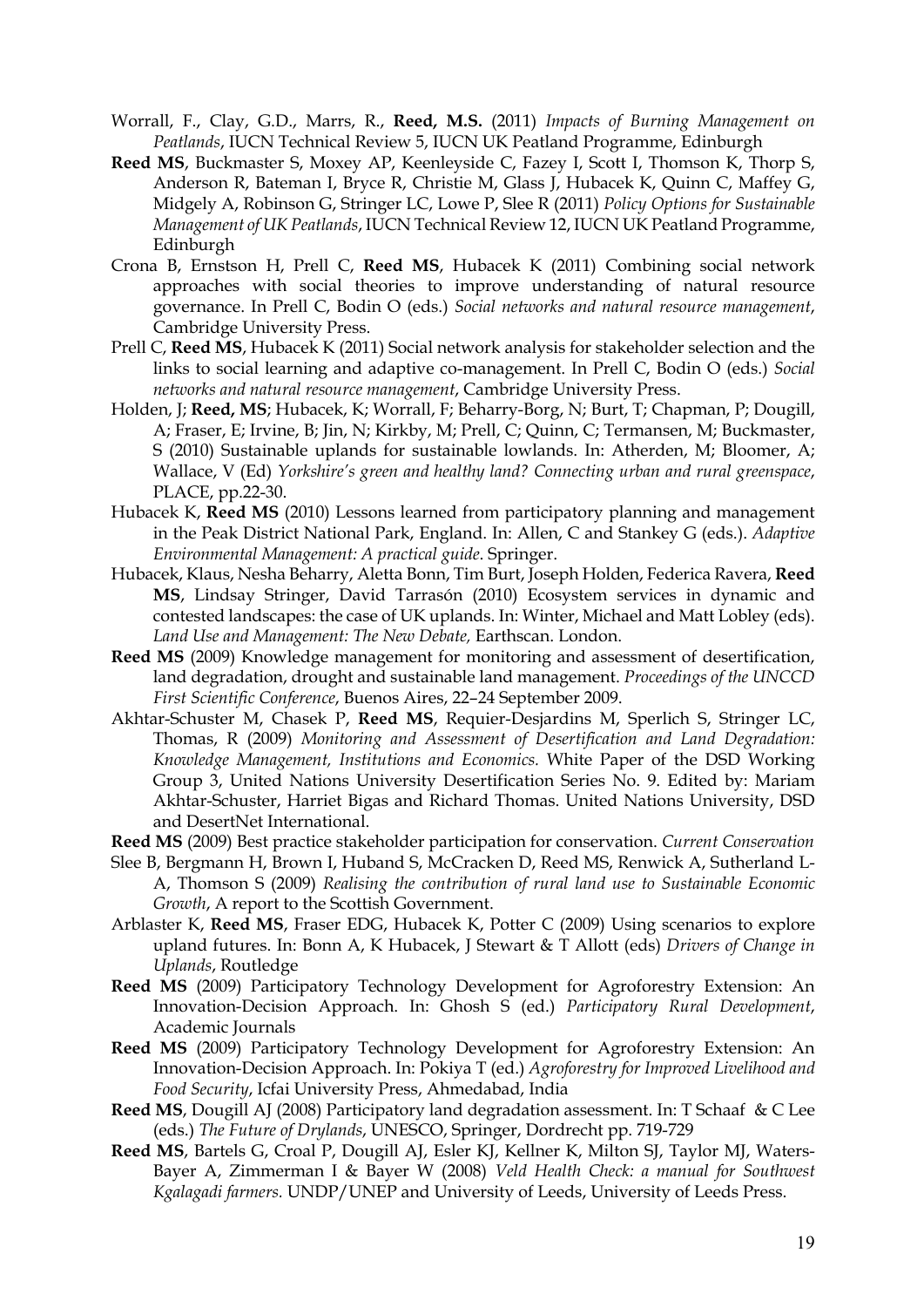Worrall, F., Clay, G.D., Marrs, R., **Reed, M.S.** (2011) *Impacts of Burning Management on Peatlands*, IUCN Technical Review 5, IUCN UK Peatland Programme, Edinburgh

**Reed MS**, Buckmaster S, Moxey AP, Keenleyside C, Fazey I, Scott I, Thomson K, Thorp S, Anderson R, Bateman I, Bryce R, Christie M, Glass J, Hubacek K, Quinn C, Maffey G, Midgely A, Robinson G, Stringer LC, Lowe P, Slee R (2011) *Policy Options for Sustainable Management of UK Peatlands*, IUCN Technical Review 12, IUCN UK Peatland Programme, Edinburgh

Crona B, Ernstson H, Prell C, **Reed MS**, Hubacek K (2011) Combining social network approaches with social theories to improve understanding of natural resource governance. In Prell C, Bodin O (eds.) *Social networks and natural resource management*, Cambridge University Press.

Prell C, **Reed MS**, Hubacek K (2011) Social network analysis for stakeholder selection and the links to social learning and adaptive co-management. In Prell C, Bodin O (eds.) *Social networks and natural resource management*, Cambridge University Press.

Holden, J; **Reed, MS**; Hubacek, K; Worrall, F; Beharry-Borg, N; Burt, T; Chapman, P; Dougill, A; Fraser, E; Irvine, B; Jin, N; Kirkby, M; Prell, C; Quinn, C; Termansen, M; Buckmaster, S (2010) Sustainable uplands for sustainable lowlands. In: Atherden, M; Bloomer, A; Wallace, V (Ed) *Yorkshire's green and healthy land? Connecting urban and rural greenspace*, PLACE, pp.22-30.

Hubacek K, **Reed MS** (2010) Lessons learned from participatory planning and management in the Peak District National Park, England. In: Allen, C and Stankey G (eds.). *Adaptive Environmental Management: A practical guide*. Springer.

Hubacek, Klaus, Nesha Beharry, Aletta Bonn, Tim Burt, Joseph Holden, Federica Ravera, **Reed MS**, Lindsay Stringer, David Tarrasón (2010) Ecosystem services in dynamic and contested landscapes: the case of UK uplands. In: Winter, Michael and Matt Lobley (eds). *Land Use and Management: The New Debate,* Earthscan. London.

**Reed MS** (2009) Knowledge management for monitoring and assessment of desertification, land degradation, drought and sustainable land management. *Proceedings of the UNCCD First Scientific Conference*, Buenos Aires, 22–24 September 2009.

Akhtar-Schuster M, Chasek P, **Reed MS**, Requier-Desjardins M, Sperlich S, Stringer LC, Thomas, R (2009) *Monitoring and Assessment of Desertification and Land Degradation: Knowledge Management, Institutions and Economics.* White Paper of the DSD Working Group 3, United Nations University Desertification Series No. 9. Edited by: Mariam Akhtar-Schuster, Harriet Bigas and Richard Thomas. United Nations University, DSD and DesertNet International.

**Reed MS** (2009) Best practice stakeholder participation for conservation. *Current Conservation*

Slee B, Bergmann H, Brown I, Huband S, McCracken D, Reed MS, Renwick A, Sutherland L-A, Thomson S (2009) *Realising the contribution of rural land use to Sustainable Economic Growth*, A report to the Scottish Government.

Arblaster K, **Reed MS**, Fraser EDG, Hubacek K, Potter C (2009) Using scenarios to explore upland futures. In: Bonn A, K Hubacek, J Stewart & T Allott (eds) *Drivers of Change in Uplands*, Routledge

**Reed MS** (2009) Participatory Technology Development for Agroforestry Extension: An Innovation-Decision Approach. In: Ghosh S (ed.) *Participatory Rural Development*, Academic Journals

**Reed MS** (2009) Participatory Technology Development for Agroforestry Extension: An Innovation-Decision Approach. In: Pokiya T (ed.) *Agroforestry for Improved Livelihood and Food Security*, Icfai University Press, Ahmedabad, India

**Reed MS**, Dougill AJ (2008) Participatory land degradation assessment. In: T Schaaf & C Lee (eds.) *The Future of Drylands*, UNESCO, Springer, Dordrecht pp. 719-729

**Reed MS**, Bartels G, Croal P, Dougill AJ, Esler KJ, Kellner K, Milton SJ, Taylor MJ, Waters-Bayer A, Zimmerman I & Bayer W (2008) *Veld Health Check: a manual for Southwest Kgalagadi farmers.* UNDP/UNEP and University of Leeds, University of Leeds Press.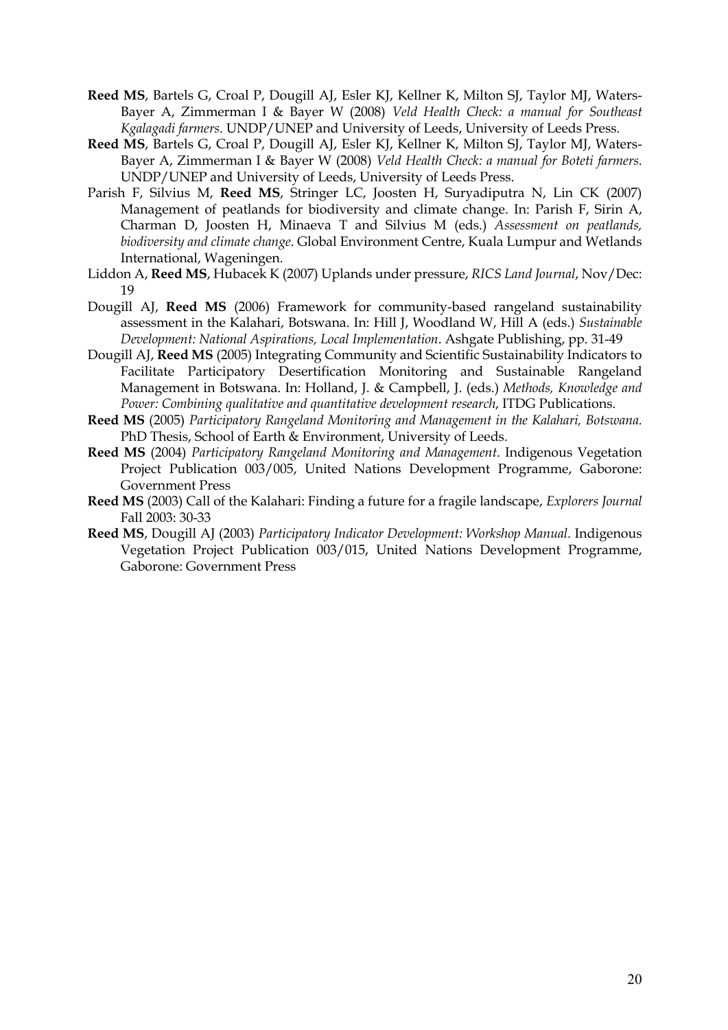**Reed MS**, Bartels G, Croal P, Dougill AJ, Esler KJ, Kellner K, Milton SJ, Taylor MJ, Waters-Bayer A, Zimmerman I & Bayer W (2008) *Veld Health Check: a manual for Southeast Kgalagadi farmers*. UNDP/UNEP and University of Leeds, University of Leeds Press.

**Reed MS**, Bartels G, Croal P, Dougill AJ, Esler KJ, Kellner K, Milton SJ, Taylor MJ, Waters-Bayer A, Zimmerman I & Bayer W (2008) *Veld Health Check: a manual for Boteti farmers*. UNDP/UNEP and University of Leeds, University of Leeds Press.

Parish F, Silvius M, **Reed MS**, Stringer LC, Joosten H, Suryadiputra N, Lin CK (2007) Management of peatlands for biodiversity and climate change. In: Parish F, Sirin A, Charman D, Joosten H, Minaeva T and Silvius M (eds.) *Assessment on peatlands, biodiversity and climate change*. Global Environment Centre, Kuala Lumpur and Wetlands International, Wageningen.

Liddon A, **Reed MS**, Hubacek K (2007) Uplands under pressure, *RICS Land Journal*, Nov/Dec: 19

Dougill AJ, **Reed MS** (2006) Framework for community-based rangeland sustainability assessment in the Kalahari, Botswana. In: Hill J, Woodland W, Hill A (eds.) *Sustainable Development: National Aspirations, Local Implementation*. Ashgate Publishing, pp. 31-49

Dougill AJ, **Reed MS** (2005) Integrating Community and Scientific Sustainability Indicators to Facilitate Participatory Desertification Monitoring and Sustainable Rangeland Management in Botswana. In: Holland, J. & Campbell, J. (eds.) *Methods, Knowledge and Power: Combining qualitative and quantitative development research*, ITDG Publications.

**Reed MS** (2005) *Participatory Rangeland Monitoring and Management in the Kalahari, Botswana.* PhD Thesis, School of Earth & Environment, University of Leeds.

**Reed MS** (2004) *Participatory Rangeland Monitoring and Management*. Indigenous Vegetation Project Publication 003/005, United Nations Development Programme, Gaborone: Government Press

**Reed MS** (2003) Call of the Kalahari: Finding a future for a fragile landscape, *Explorers Journal* Fall 2003: 30-33

**Reed MS**, Dougill AJ (2003) *Participatory Indicator Development: Workshop Manual.* Indigenous Vegetation Project Publication 003/015, United Nations Development Programme, Gaborone: Government Press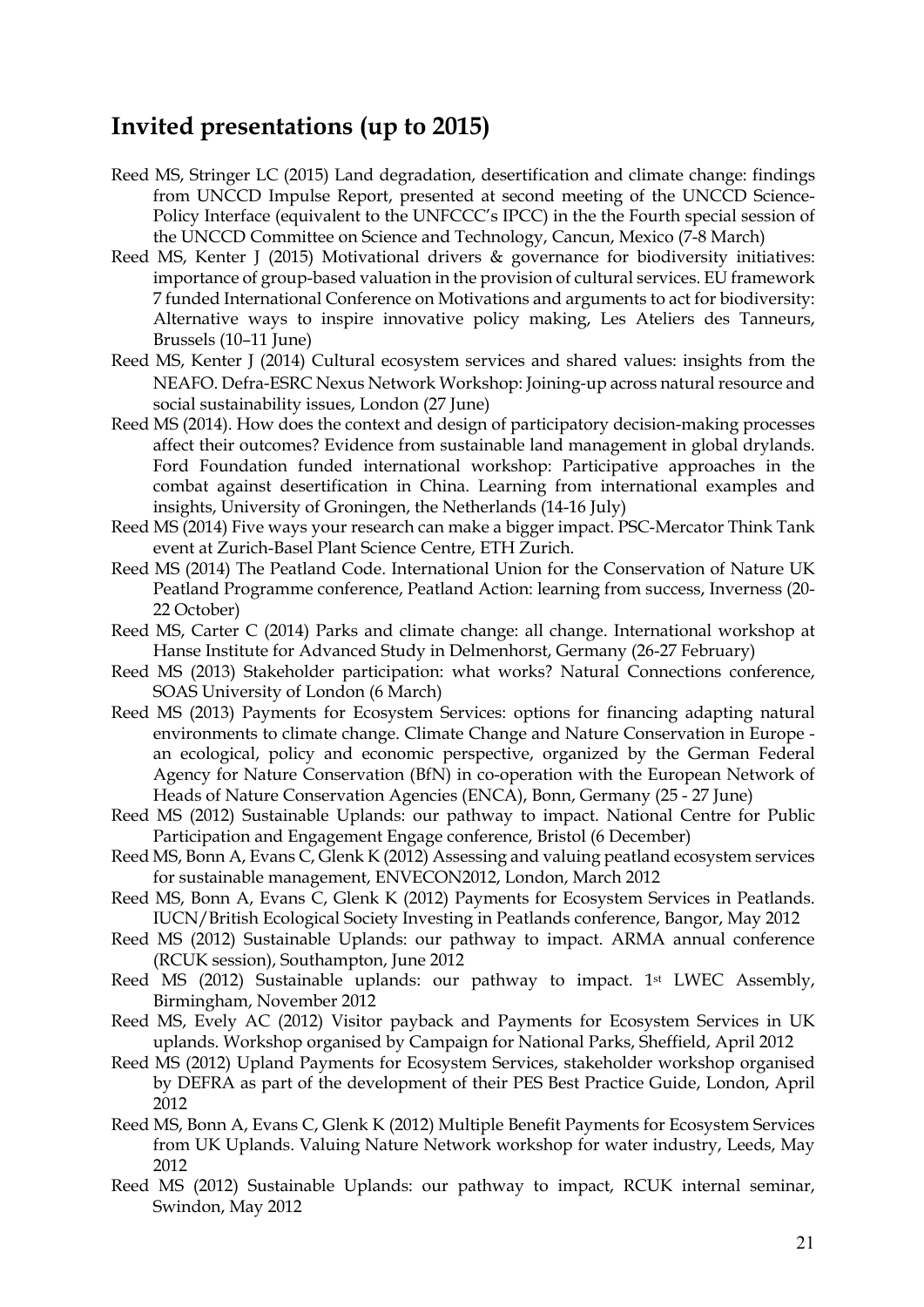## Invited presentations (up to 2015)

Reed MS, Stringer LC (2015) Land degradation, desertification and climate change: findings from UNCCD Impulse Report, presented at second meeting of the UNCCD Science-Policy Interface (equivalent to the UNFCCC's IPCC) in the the Fourth special session of the UNCCD Committee on Science and Technology, Cancun, Mexico (7-8 March)

Reed MS, Kenter J (2015) Motivational drivers & governance for biodiversity initiatives: importance of group-based valuation in the provision of cultural services. EU framework 7 funded International Conference on Motivations and arguments to act for biodiversity: Alternative ways to inspire innovative policy making, Les Ateliers des Tanneurs, Brussels (10–11 June)

Reed MS, Kenter J (2014) Cultural ecosystem services and shared values: insights from the NEAFO. Defra-ESRC Nexus Network Workshop: Joining-up across natural resource and social sustainability issues, London (27 June)

Reed MS (2014). How does the context and design of participatory decision-making processes affect their outcomes? Evidence from sustainable land management in global drylands. Ford Foundation funded international workshop: Participative approaches in the combat against desertification in China. Learning from international examples and insights, University of Groningen, the Netherlands (14-16 July)

Reed MS (2014) Five ways your research can make a bigger impact. PSC-Mercator Think Tank event at Zurich-Basel Plant Science Centre, ETH Zurich.

Reed MS (2014) The Peatland Code. International Union for the Conservation of Nature UK Peatland Programme conference, Peatland Action: learning from success, Inverness (20-22 October)

Reed MS, Carter C (2014) Parks and climate change: all change. International workshop at Hanse Institute for Advanced Study in Delmenhorst, Germany (26-27 February)

Reed MS (2013) Stakeholder participation: what works? Natural Connections conference, SOAS University of London (6 March)

Reed MS (2013) Payments for Ecosystem Services: options for financing adapting natural environments to climate change. Climate Change and Nature Conservation in Europe - an ecological, policy and economic perspective, organized by the German Federal Agency for Nature Conservation (BfN) in co-operation with the European Network of Heads of Nature Conservation Agencies (ENCA), Bonn, Germany (25 - 27 June)

Reed MS (2012) Sustainable Uplands: our pathway to impact. National Centre for Public Participation and Engagement Engage conference, Bristol (6 December)

Reed MS, Bonn A, Evans C, Glenk K (2012) Assessing and valuing peatland ecosystem services for sustainable management, ENVECON2012, London, March 2012

Reed MS, Bonn A, Evans C, Glenk K (2012) Payments for Ecosystem Services in Peatlands. IUCN/British Ecological Society Investing in Peatlands conference, Bangor, May 2012

Reed MS (2012) Sustainable Uplands: our pathway to impact. ARMA annual conference (RCUK session), Southampton, June 2012

Reed MS (2012) Sustainable uplands: our pathway to impact. 1st LWEC Assembly, Birmingham, November 2012

Reed MS, Evely AC (2012) Visitor payback and Payments for Ecosystem Services in UK uplands. Workshop organised by Campaign for National Parks, Sheffield, April 2012

Reed MS (2012) Upland Payments for Ecosystem Services, stakeholder workshop organised by DEFRA as part of the development of their PES Best Practice Guide, London, April 2012

Reed MS, Bonn A, Evans C, Glenk K (2012) Multiple Benefit Payments for Ecosystem Services from UK Uplands. Valuing Nature Network workshop for water industry, Leeds, May 2012

Reed MS (2012) Sustainable Uplands: our pathway to impact, RCUK internal seminar, Swindon, May 2012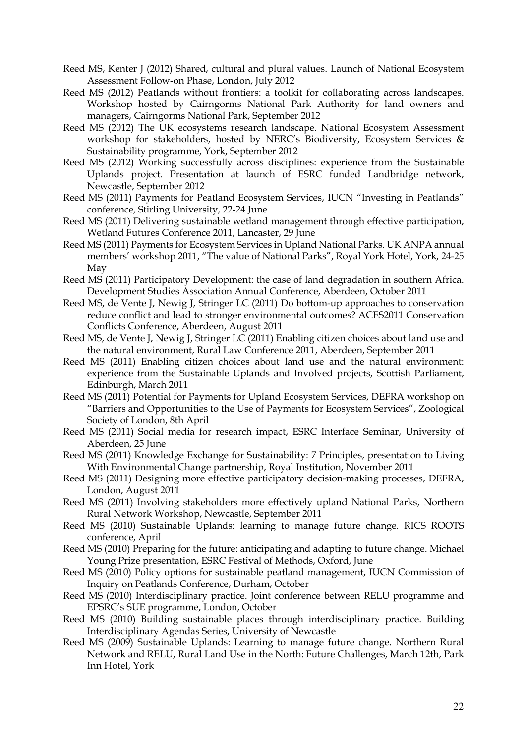Reed MS, Kenter J (2012) Shared, cultural and plural values. Launch of National Ecosystem Assessment Follow-on Phase, London, July 2012

Reed MS (2012) Peatlands without frontiers: a toolkit for collaborating across landscapes. Workshop hosted by Cairngorms National Park Authority for land owners and managers, Cairngorms National Park, September 2012

Reed MS (2012) The UK ecosystems research landscape. National Ecosystem Assessment workshop for stakeholders, hosted by NERC's Biodiversity, Ecosystem Services & Sustainability programme, York, September 2012

Reed MS (2012) Working successfully across disciplines: experience from the Sustainable Uplands project. Presentation at launch of ESRC funded Landbridge network, Newcastle, September 2012

Reed MS (2011) Payments for Peatland Ecosystem Services, IUCN "Investing in Peatlands" conference, Stirling University, 22-24 June

Reed MS (2011) Delivering sustainable wetland management through effective participation, Wetland Futures Conference 2011, Lancaster, 29 June

Reed MS (2011) Payments for Ecosystem Services in Upland National Parks. UK ANPA annual members' workshop 2011, "The value of National Parks", Royal York Hotel, York, 24-25 May

Reed MS (2011) Participatory Development: the case of land degradation in southern Africa. Development Studies Association Annual Conference, Aberdeen, October 2011

Reed MS, de Vente J, Newig J, Stringer LC (2011) Do bottom-up approaches to conservation reduce conflict and lead to stronger environmental outcomes? ACES2011 Conservation Conflicts Conference, Aberdeen, August 2011

Reed MS, de Vente J, Newig J, Stringer LC (2011) Enabling citizen choices about land use and the natural environment, Rural Law Conference 2011, Aberdeen, September 2011

Reed MS (2011) Enabling citizen choices about land use and the natural environment: experience from the Sustainable Uplands and Involved projects, Scottish Parliament, Edinburgh, March 2011

Reed MS (2011) Potential for Payments for Upland Ecosystem Services, DEFRA workshop on "Barriers and Opportunities to the Use of Payments for Ecosystem Services", Zoological Society of London, 8th April

Reed MS (2011) Social media for research impact, ESRC Interface Seminar, University of Aberdeen, 25 June

Reed MS (2011) Knowledge Exchange for Sustainability: 7 Principles, presentation to Living With Environmental Change partnership, Royal Institution, November 2011

Reed MS (2011) Designing more effective participatory decision-making processes, DEFRA, London, August 2011

Reed MS (2011) Involving stakeholders more effectively upland National Parks, Northern Rural Network Workshop, Newcastle, September 2011

Reed MS (2010) Sustainable Uplands: learning to manage future change. RICS ROOTS conference, April

Reed MS (2010) Preparing for the future: anticipating and adapting to future change. Michael Young Prize presentation, ESRC Festival of Methods, Oxford, June

Reed MS (2010) Policy options for sustainable peatland management, IUCN Commission of Inquiry on Peatlands Conference, Durham, October

Reed MS (2010) Interdisciplinary practice. Joint conference between RELU programme and EPSRC's SUE programme, London, October

Reed MS (2010) Building sustainable places through interdisciplinary practice. Building Interdisciplinary Agendas Series, University of Newcastle

Reed MS (2009) Sustainable Uplands: Learning to manage future change. Northern Rural Network and RELU, Rural Land Use in the North: Future Challenges, March 12th, Park Inn Hotel, York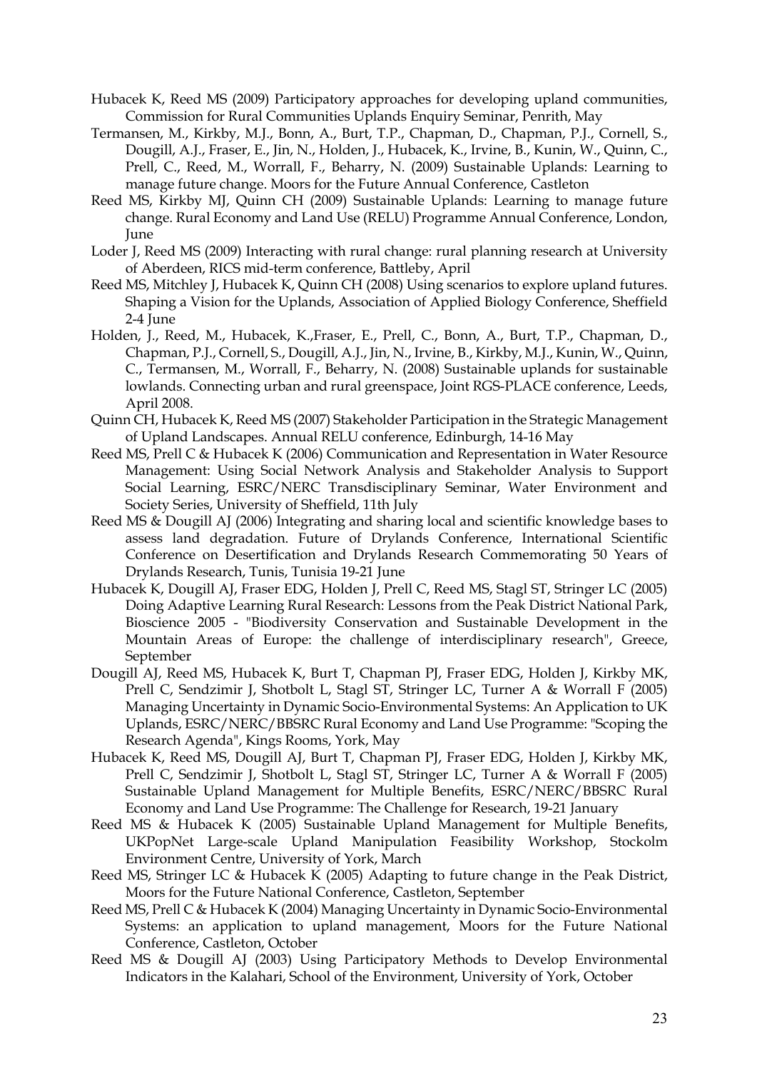Hubacek K, Reed MS (2009) Participatory approaches for developing upland communities, Commission for Rural Communities Uplands Enquiry Seminar, Penrith, May

Termansen, M., Kirkby, M.J., Bonn, A., Burt, T.P., Chapman, D., Chapman, P.J., Cornell, S., Dougill, A.J., Fraser, E., Jin, N., Holden, J., Hubacek, K., Irvine, B., Kunin, W., Quinn, C., Prell, C., Reed, M., Worrall, F., Beharry, N. (2009) Sustainable Uplands: Learning to manage future change. Moors for the Future Annual Conference, Castleton

Reed MS, Kirkby MJ, Quinn CH (2009) Sustainable Uplands: Learning to manage future change. Rural Economy and Land Use (RELU) Programme Annual Conference, London, June

Loder J, Reed MS (2009) Interacting with rural change: rural planning research at University of Aberdeen, RICS mid-term conference, Battleby, April

Reed MS, Mitchley J, Hubacek K, Quinn CH (2008) Using scenarios to explore upland futures. Shaping a Vision for the Uplands, Association of Applied Biology Conference, Sheffield 2-4 June

Holden, J., Reed, M., Hubacek, K.,Fraser, E., Prell, C., Bonn, A., Burt, T.P., Chapman, D., Chapman, P.J., Cornell, S., Dougill, A.J., Jin, N., Irvine, B., Kirkby, M.J., Kunin, W., Quinn, C., Termansen, M., Worrall, F., Beharry, N. (2008) Sustainable uplands for sustainable lowlands. Connecting urban and rural greenspace, Joint RGS-PLACE conference, Leeds, April 2008.

Quinn CH, Hubacek K, Reed MS (2007) Stakeholder Participation in the Strategic Management of Upland Landscapes. Annual RELU conference, Edinburgh, 14-16 May

Reed MS, Prell C & Hubacek K (2006) Communication and Representation in Water Resource Management: Using Social Network Analysis and Stakeholder Analysis to Support Social Learning, ESRC/NERC Transdisciplinary Seminar, Water Environment and Society Series, University of Sheffield, 11th July

Reed MS & Dougill AJ (2006) Integrating and sharing local and scientific knowledge bases to assess land degradation. Future of Drylands Conference, International Scientific Conference on Desertification and Drylands Research Commemorating 50 Years of Drylands Research, Tunis, Tunisia 19-21 June

Hubacek K, Dougill AJ, Fraser EDG, Holden J, Prell C, Reed MS, Stagl ST, Stringer LC (2005) Doing Adaptive Learning Rural Research: Lessons from the Peak District National Park, Bioscience 2005 - "Biodiversity Conservation and Sustainable Development in the Mountain Areas of Europe: the challenge of interdisciplinary research", Greece, September

Dougill AJ, Reed MS, Hubacek K, Burt T, Chapman PJ, Fraser EDG, Holden J, Kirkby MK, Prell C, Sendzimir J, Shotbolt L, Stagl ST, Stringer LC, Turner A & Worrall F (2005) Managing Uncertainty in Dynamic Socio-Environmental Systems: An Application to UK Uplands, ESRC/NERC/BBSRC Rural Economy and Land Use Programme: "Scoping the Research Agenda", Kings Rooms, York, May

Hubacek K, Reed MS, Dougill AJ, Burt T, Chapman PJ, Fraser EDG, Holden J, Kirkby MK, Prell C, Sendzimir J, Shotbolt L, Stagl ST, Stringer LC, Turner A & Worrall F (2005) Sustainable Upland Management for Multiple Benefits, ESRC/NERC/BBSRC Rural Economy and Land Use Programme: The Challenge for Research, 19-21 January

Reed MS & Hubacek K (2005) Sustainable Upland Management for Multiple Benefits, UKPopNet Large-scale Upland Manipulation Feasibility Workshop, Stockolm Environment Centre, University of York, March

Reed MS, Stringer LC & Hubacek K (2005) Adapting to future change in the Peak District, Moors for the Future National Conference, Castleton, September

Reed MS, Prell C & Hubacek K (2004) Managing Uncertainty in Dynamic Socio-Environmental Systems: an application to upland management, Moors for the Future National Conference, Castleton, October

Reed MS & Dougill AJ (2003) Using Participatory Methods to Develop Environmental Indicators in the Kalahari, School of the Environment, University of York, October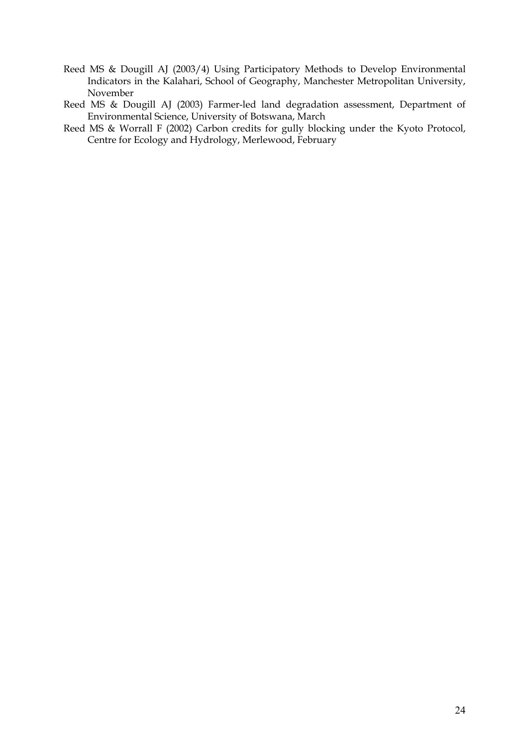Reed MS & Dougill AJ (2003/4) Using Participatory Methods to Develop Environmental Indicators in the Kalahari, School of Geography, Manchester Metropolitan University, November

Reed MS & Dougill AJ (2003) Farmer-led land degradation assessment, Department of Environmental Science, University of Botswana, March

Reed MS & Worrall F (2002) Carbon credits for gully blocking under the Kyoto Protocol, Centre for Ecology and Hydrology, Merlewood, February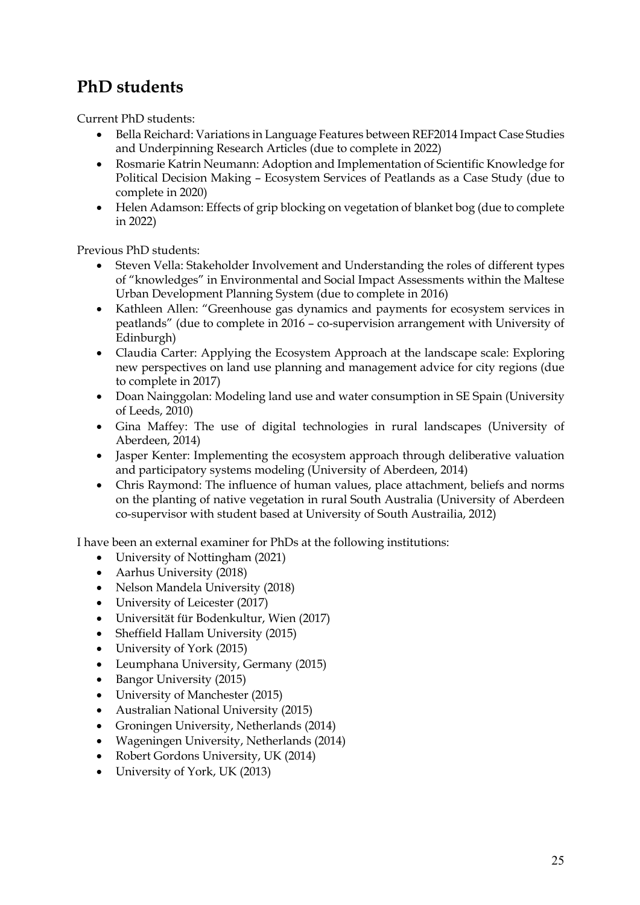## PhD students

Current PhD students:

- Bella Reichard: Variations in Language Features between REF2014 Impact Case Studies and Underpinning Research Articles (due to complete in 2022)
- Rosmarie Katrin Neumann: Adoption and Implementation of Scientific Knowledge for Political Decision Making – Ecosystem Services of Peatlands as a Case Study (due to complete in 2020)
- Helen Adamson: Effects of grip blocking on vegetation of blanket bog (due to complete in 2022)

Previous PhD students:

- Steven Vella: Stakeholder Involvement and Understanding the roles of different types of "knowledges" in Environmental and Social Impact Assessments within the Maltese Urban Development Planning System (due to complete in 2016)
- Kathleen Allen: "Greenhouse gas dynamics and payments for ecosystem services in peatlands" (due to complete in 2016 – co-supervision arrangement with University of Edinburgh)
- Claudia Carter: Applying the Ecosystem Approach at the landscape scale: Exploring new perspectives on land use planning and management advice for city regions (due to complete in 2017)
- Doan Nainggolan: Modeling land use and water consumption in SE Spain (University of Leeds, 2010)
- Gina Maffey: The use of digital technologies in rural landscapes (University of Aberdeen, 2014)
- Jasper Kenter: Implementing the ecosystem approach through deliberative valuation and participatory systems modeling (University of Aberdeen, 2014)
- Chris Raymond: The influence of human values, place attachment, beliefs and norms on the planting of native vegetation in rural South Australia (University of Aberdeen co-supervisor with student based at University of South Austrailia, 2012)

I have been an external examiner for PhDs at the following institutions:

- University of Nottingham (2021)
- Aarhus University (2018)
- Nelson Mandela University (2018)
- University of Leicester (2017)
- Universität für Bodenkultur, Wien (2017)
- Sheffield Hallam University (2015)
- University of York (2015)
- Leumphana University, Germany (2015)
- Bangor University (2015)
- University of Manchester (2015)
- Australian National University (2015)
- Groningen University, Netherlands (2014)
- Wageningen University, Netherlands (2014)
- Robert Gordons University, UK (2014)
- University of York, UK (2013)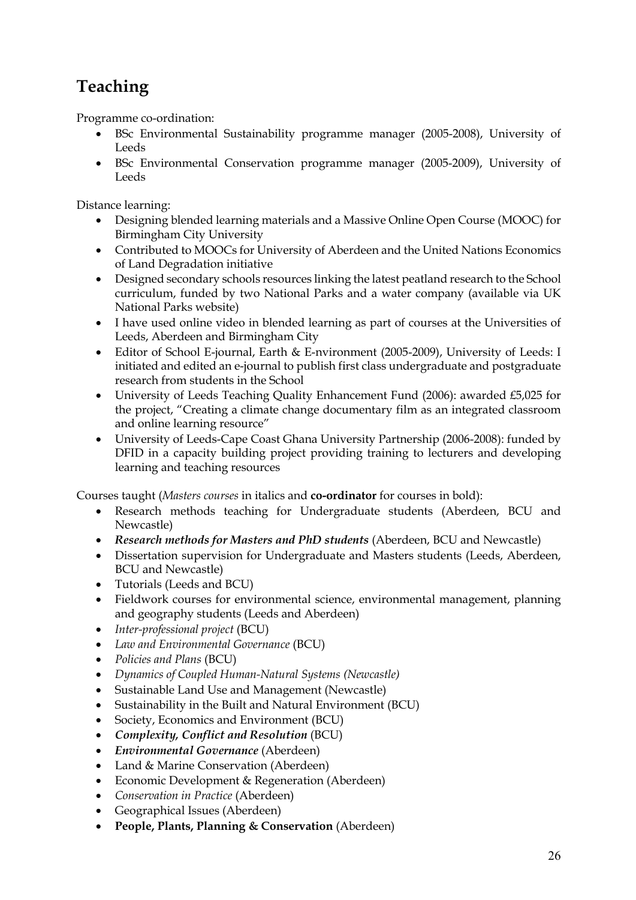# Teaching

Programme co-ordination:

- BSc Environmental Sustainability programme manager (2005-2008), University of Leeds
- BSc Environmental Conservation programme manager (2005-2009), University of Leeds

Distance learning:

- Designing blended learning materials and a Massive Online Open Course (MOOC) for Birmingham City University
- Contributed to MOOCs for University of Aberdeen and the United Nations Economics of Land Degradation initiative
- Designed secondary schools resources linking the latest peatland research to the School curriculum, funded by two National Parks and a water company (available via UK National Parks website)
- I have used online video in blended learning as part of courses at the Universities of Leeds, Aberdeen and Birmingham City
- Editor of School E-journal, Earth & E-nvironment (2005-2009), University of Leeds: I initiated and edited an e-journal to publish first class undergraduate and postgraduate research from students in the School
- University of Leeds Teaching Quality Enhancement Fund (2006): awarded £5,025 for the project, "Creating a climate change documentary film as an integrated classroom and online learning resource"
- University of Leeds-Cape Coast Ghana University Partnership (2006-2008): funded by DFID in a capacity building project providing training to lecturers and developing learning and teaching resources

Courses taught (*Masters courses* in italics and **co-ordinator** for courses in bold):

- Research methods teaching for Undergraduate students (Aberdeen, BCU and Newcastle)
- ***Research methods for Masters and PhD students*** (Aberdeen, BCU and Newcastle)
- Dissertation supervision for Undergraduate and Masters students (Leeds, Aberdeen, BCU and Newcastle)
- Tutorials (Leeds and BCU)
- Fieldwork courses for environmental science, environmental management, planning and geography students (Leeds and Aberdeen)
- *Inter-professional project* (BCU)
- *Law and Environmental Governance* (BCU)
- *Policies and Plans* (BCU)
- *Dynamics of Coupled Human-Natural Systems (Newcastle)*
- Sustainable Land Use and Management (Newcastle)
- Sustainability in the Built and Natural Environment (BCU)
- Society, Economics and Environment (BCU)
- ***Complexity, Conflict and Resolution*** (BCU)
- ***Environmental Governance*** (Aberdeen)
- Land & Marine Conservation (Aberdeen)
- Economic Development & Regeneration (Aberdeen)
- *Conservation in Practice* (Aberdeen)
- Geographical Issues (Aberdeen)
- **People, Plants, Planning & Conservation** (Aberdeen)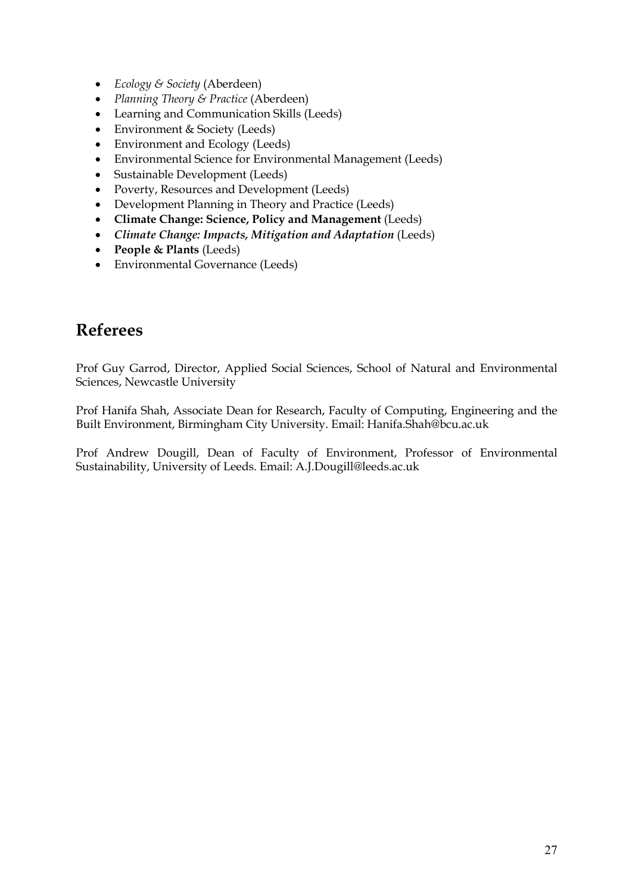- *Ecology & Society* (Aberdeen)
- *Planning Theory & Practice* (Aberdeen)
- Learning and Communication Skills (Leeds)
- Environment & Society (Leeds)
- Environment and Ecology (Leeds)
- Environmental Science for Environmental Management (Leeds)
- Sustainable Development (Leeds)
- Poverty, Resources and Development (Leeds)
- Development Planning in Theory and Practice (Leeds)
- **Climate Change: Science, Policy and Management** (Leeds)
- ***Climate Change: Impacts, Mitigation and Adaptation*** (Leeds)
- **People & Plants** (Leeds)
- Environmental Governance (Leeds)

## Referees

Prof Guy Garrod, Director, Applied Social Sciences, School of Natural and Environmental Sciences, Newcastle University

Prof Hanifa Shah, Associate Dean for Research, Faculty of Computing, Engineering and the Built Environment, Birmingham City University. Email: Hanifa.Shah@bcu.ac.uk

Prof Andrew Dougill, Dean of Faculty of Environment, Professor of Environmental Sustainability, University of Leeds. Email: A.J.Dougill@leeds.ac.uk